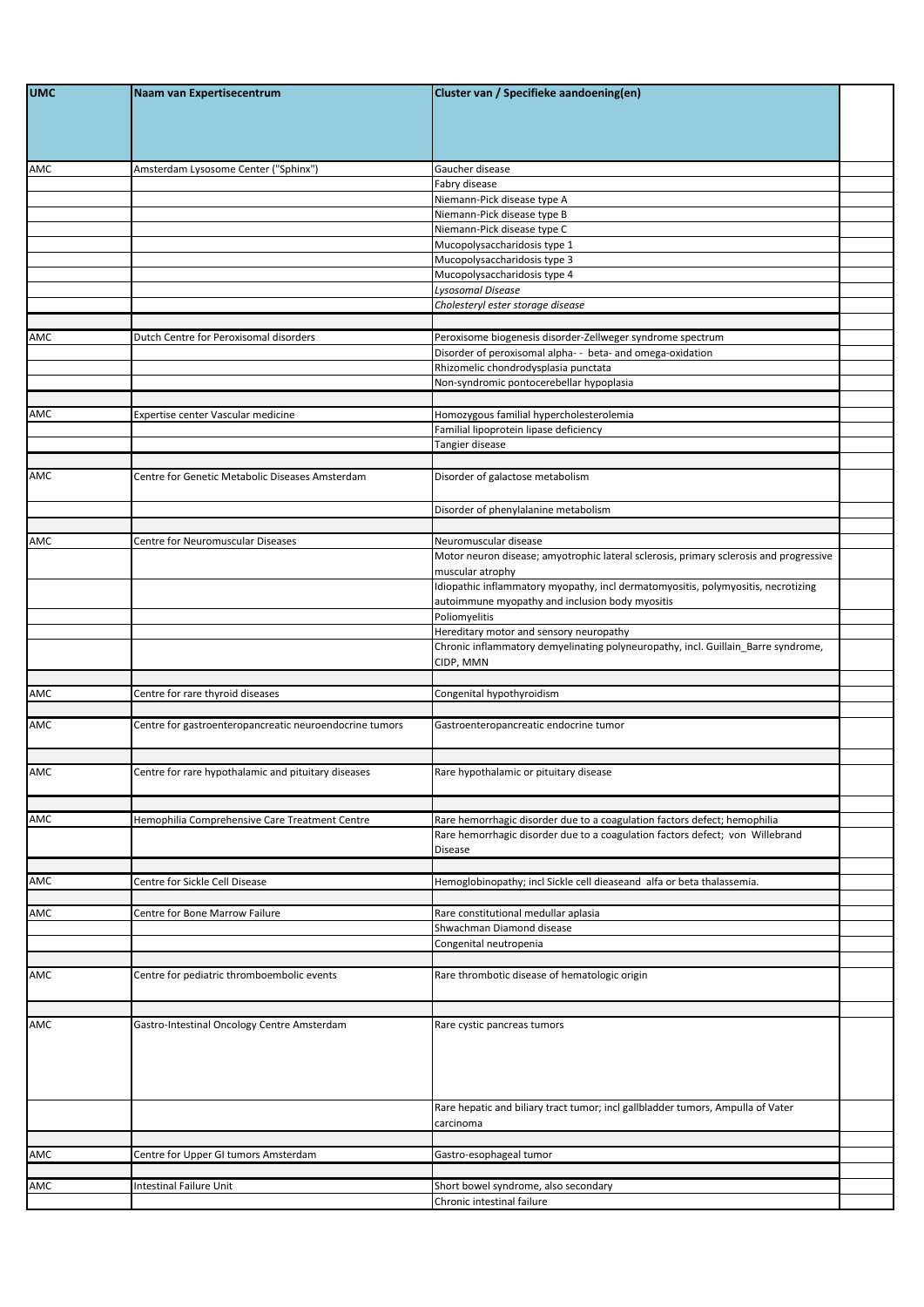| UMC | Naam van Expertisecentrum | Cluster van / Specifieke aandoening(en) | |
|---|---|---|---|
| AMC | Amsterdam Lysosome Center ("Sphinx") | Gaucher disease | |
| | | Fabry disease | |
| | | Niemann-Pick disease type A | |
| | | Niemann-Pick disease type B | |
| | | Niemann-Pick disease type C | |
| | | Mucopolysaccharidosis type 1 | |
| | | Mucopolysaccharidosis type 3 | |
| | | Mucopolysaccharidosis type 4 | |
| | | *Lysosomal Disease* | |
| | | *Cholesteryl ester storage disease* | |
| | | | |
| AMC | Dutch Centre for Peroxisomal disorders | Peroxisome biogenesis disorder-Zellweger syndrome spectrum | |
| | | Disorder of peroxisomal alpha- - beta- and omega-oxidation | |
| | | Rhizomelic chondrodysplasia punctata | |
| | | Non-syndromic pontocerebellar hypoplasia | |
| | | | |
| AMC | Expertise center Vascular medicine | Homozygous familial hypercholesterolemia | |
| | | Familial lipoprotein lipase deficiency | |
| | | Tangier disease | |
| | | | |
| AMC | Centre for Genetic Metabolic Diseases Amsterdam | Disorder of galactose metabolism | |
| | | Disorder of phenylalanine metabolism | |
| | | | |
| AMC | Centre for Neuromuscular Diseases | Neuromuscular disease | |
| | | Motor neuron disease; amyotrophic lateral sclerosis, primary sclerosis and progressive muscular atrophy | |
| | | Idiopathic inflammatory myopathy, incl dermatomyositis, polymyositis, necrotizing autoimmune myopathy and inclusion body myositis | |
| | | Poliomyelitis | |
| | | Hereditary motor and sensory neuropathy | |
| | | Chronic inflammatory demyelinating polyneuropathy, incl. Guillain_Barre syndrome, CIDP, MMN | |
| | | | |
| AMC | Centre for rare thyroid diseases | Congenital hypothyroidism | |
| | | | |
| AMC | Centre for gastroenteropancreatic neuroendocrine tumors | Gastroenteropancreatic endocrine tumor | |
| | | | |
| AMC | Centre for rare hypothalamic and pituitary diseases | Rare hypothalamic or pituitary disease | |
| | | | |
| AMC | Hemophilia Comprehensive Care Treatment Centre | Rare hemorrhagic disorder due to a coagulation factors defect; hemophilia | |
| | | Rare hemorrhagic disorder due to a coagulation factors defect; von Willebrand Disease | |
| | | | |
| AMC | Centre for Sickle Cell Disease | Hemoglobinopathy; incl Sickle cell dieaseand alfa or beta thalassemia. | |
| | | | |
| AMC | Centre for Bone Marrow Failure | Rare constitutional medullar aplasia | |
| | | Shwachman Diamond disease | |
| | | Congenital neutropenia | |
| | | | |
| AMC | Centre for pediatric thromboembolic events | Rare thrombotic disease of hematologic origin | |
| | | | |
| AMC | Gastro-Intestinal Oncology Centre Amsterdam | Rare cystic pancreas tumors | |
| | | Rare hepatic and biliary tract tumor; incl gallbladder tumors, Ampulla of Vater carcinoma | |
| | | | |
| AMC | Centre for Upper GI tumors Amsterdam | Gastro-esophageal tumor | |
| | | | |
| AMC | Intestinal Failure Unit | Short bowel syndrome, also secondary | |
| | | Chronic intestinal failure | |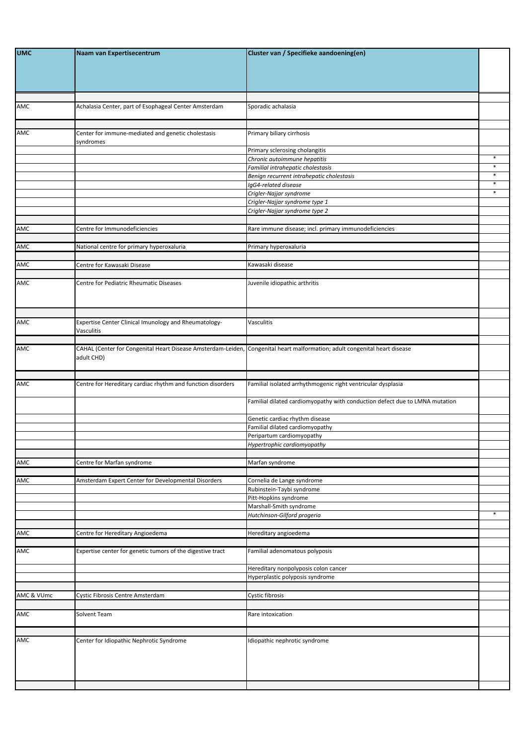| UMC | Naam van Expertisecentrum | Cluster van / Specifieke aandoening(en) | |
|---|---|---|---|
| | | | |
| AMC | Achalasia Center, part of Esophageal Center Amsterdam | Sporadic achalasia | |
| | | | |
| AMC | Center for immune-mediated and genetic cholestasis syndromes | Primary biliary cirrhosis | |
| | | Primary sclerosing cholangitis | |
| | | *Chronic autoimmune hepatitis* | * |
| | | *Familial intrahepatic cholestasis* | * |
| | | *Benign recurrent intrahepatic cholestasis* | * |
| | | *IgG4-related disease* | * |
| | | *Crigler-Najjar syndrome* | * |
| | | *Crigler-Najjar syndrome type 1* | |
| | | *Crigler-Najjar syndrome type 2* | |
| | | | |
| AMC | Centre for Immunodeficiencies | Rare immune disease; incl. primary immunodeficiencies | |
| | | | |
| AMC | National centre for primary hyperoxaluria | Primary hyperoxaluria | |
| | | | |
| AMC | Centre for Kawasaki Disease | Kawasaki disease | |
| | | | |
| AMC | Centre for Pediatric Rheumatic Diseases | Juvenile idiopathic arthritis | |
| | | | |
| AMC | Expertise Center Clinical Imunology and Rheumatology-Vasculitis | Vasculitis | |
| | | | |
| AMC | CAHAL (Center for Congenital Heart Disease Amsterdam-Leiden, adult CHD) | Congenital heart malformation; adult congenital heart disease | |
| | | | |
| AMC | Centre for Hereditary cardiac rhythm and function disorders | Familial isolated arrhythmogenic right ventricular dysplasia | |
| | | Familial dilated cardiomyopathy with conduction defect due to LMNA mutation | |
| | | Genetic cardiac rhythm disease | |
| | | Familial dilated cardiomyopathy | |
| | | Peripartum cardiomyopathy | |
| | | *Hypertrophic cardiomyopathy* | |
| | | | |
| AMC | Centre for Marfan syndrome | Marfan syndrome | |
| | | | |
| AMC | Amsterdam Expert Center for Developmental Disorders | Cornelia de Lange syndrome | |
| | | Rubinstein-Taybi syndrome | |
| | | Pitt-Hopkins syndrome | |
| | | Marshall-Smith syndrome | |
| | | *Hutchinson-Gilford progeria* | * |
| | | | |
| AMC | Centre for Hereditary Angioedema | Hereditary angioedema | |
| | | | |
| AMC | Expertise center for genetic tumors of the digestive tract | Familial adenomatous polyposis | |
| | | Hereditary nonpolyposis colon cancer | |
| | | Hyperplastic polyposis syndrome | |
| | | | |
| AMC & VUmc | Cystic Fibrosis Centre Amsterdam | Cystic fibrosis | |
| | | | |
| AMC | Solvent Team | Rare intoxication | |
| | | | |
| AMC | Center for Idiopathic Nephrotic Syndrome | Idiopathic nephrotic syndrome | |
| | | | |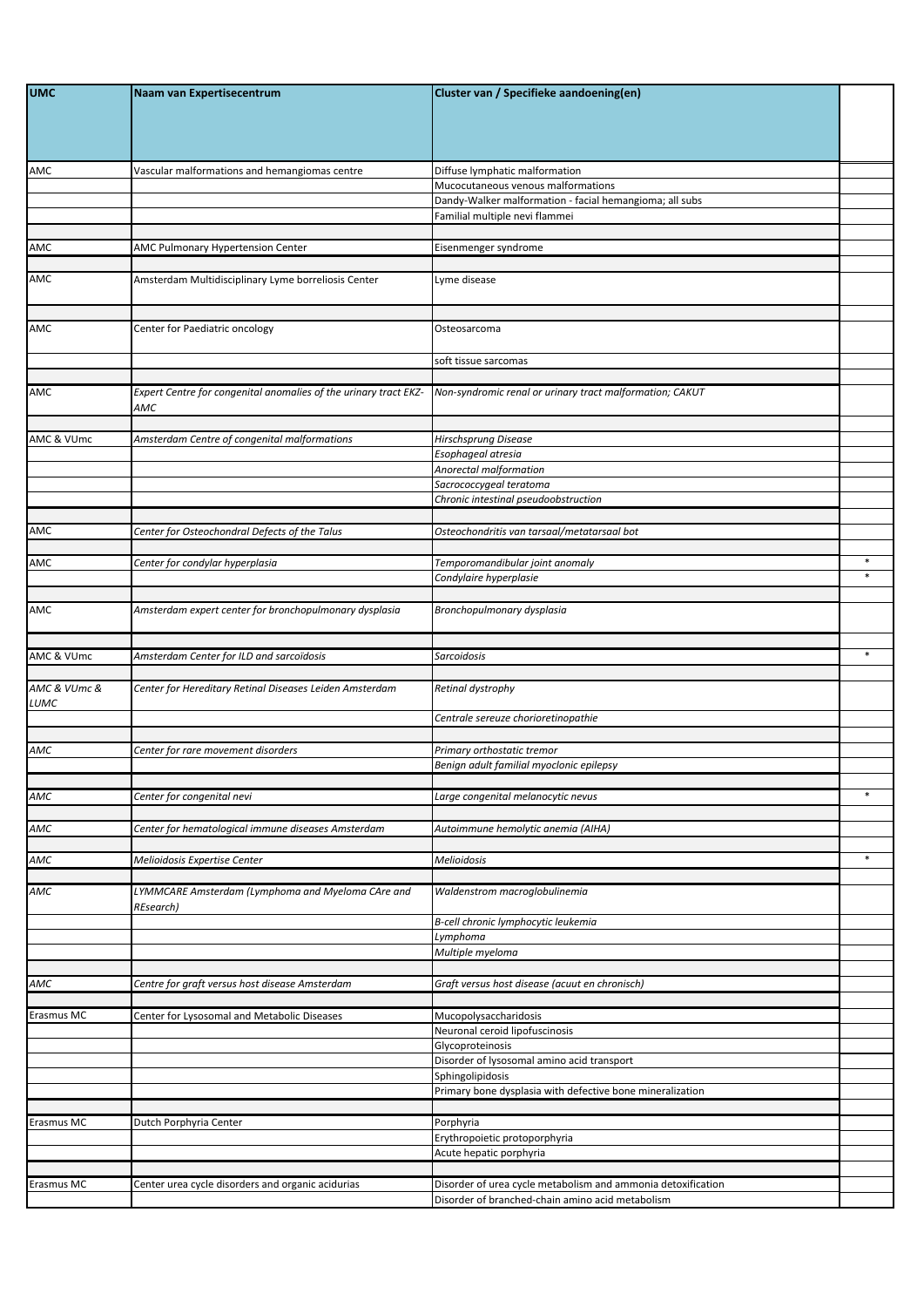| UMC | Naam van Expertisecentrum | Cluster van / Specifieke aandoening(en) | |
|---|---|---|---|
| AMC | Vascular malformations and hemangiomas centre | Diffuse lymphatic malformation | |
| | | Mucocutaneous venous malformations | |
| | | Dandy-Walker malformation - facial hemangioma; all subs | |
| | | Familial multiple nevi flammei | |
| | | | |
| AMC | AMC Pulmonary Hypertension Center | Eisenmenger syndrome | |
| | | | |
| AMC | Amsterdam Multidisciplinary Lyme borreliosis Center | Lyme disease | |
| | | | |
| AMC | Center for Paediatric oncology | Osteosarcoma | |
| | | soft tissue sarcomas | |
| | | | |
| AMC | *Expert Centre for congenital anomalies of the urinary tract EKZ-AMC* | *Non-syndromic renal or urinary tract malformation; CAKUT* | |
| | | | |
| AMC & VUmc | *Amsterdam Centre of congenital malformations* | *Hirschsprung Disease* | |
| | | *Esophageal atresia* | |
| | | *Anorectal malformation* | |
| | | *Sacrococcygeal teratoma* | |
| | | *Chronic intestinal pseudoobstruction* | |
| | | | |
| AMC | *Center for Osteochondral Defects of the Talus* | *Osteochondritis van tarsaal/metatarsaal bot* | |
| | | | |
| AMC | *Center for condylar hyperplasia* | *Temporomandibular joint anomaly* | * |
| | | *Condylaire hyperplasie* | * |
| | | | |
| AMC | *Amsterdam expert center for bronchopulmonary dysplasia* | *Bronchopulmonary dysplasia* | |
| | | | |
| AMC & VUmc | *Amsterdam Center for ILD and sarcoidosis* | *Sarcoidosis* | * |
| | | | |
| *AMC & VUmc & LUMC* | *Center for Hereditary Retinal Diseases Leiden Amsterdam* | *Retinal dystrophy* | |
| | | *Centrale sereuze chorioretinopathie* | |
| | | | |
| *AMC* | *Center for rare movement disorders* | *Primary orthostatic tremor* | |
| | | *Benign adult familial myoclonic epilepsy* | |
| | | | |
| *AMC* | *Center for congenital nevi* | *Large congenital melanocytic nevus* | * |
| | | | |
| *AMC* | *Center for hematological immune diseases Amsterdam* | *Autoimmune hemolytic anemia (AIHA)* | |
| | | | |
| *AMC* | *Melioidosis Expertise Center* | *Melioidosis* | * |
| | | | |
| *AMC* | *LYMMCARE Amsterdam (Lymphoma and Myeloma CAre and REsearch)* | *Waldenstrom macroglobulinemia* | |
| | | *B-cell chronic lymphocytic leukemia* | |
| | | *Lymphoma* | |
| | | *Multiple myeloma* | |
| | | | |
| *AMC* | *Centre for graft versus host disease Amsterdam* | *Graft versus host disease (acuut en chronisch)* | |
| | | | |
| Erasmus MC | Center for Lysosomal and Metabolic Diseases | Mucopolysaccharidosis | |
| | | Neuronal ceroid lipofuscinosis | |
| | | Glycoproteinosis | |
| | | Disorder of lysosomal amino acid transport | |
| | | Sphingolipidosis | |
| | | Primary bone dysplasia with defective bone mineralization | |
| | | | |
| Erasmus MC | Dutch Porphyria Center | Porphyria | |
| | | Erythropoietic protoporphyria | |
| | | Acute hepatic porphyria | |
| | | | |
| Erasmus MC | Center urea cycle disorders and organic acidurias | Disorder of urea cycle metabolism and ammonia detoxification | |
| | | Disorder of branched-chain amino acid metabolism | |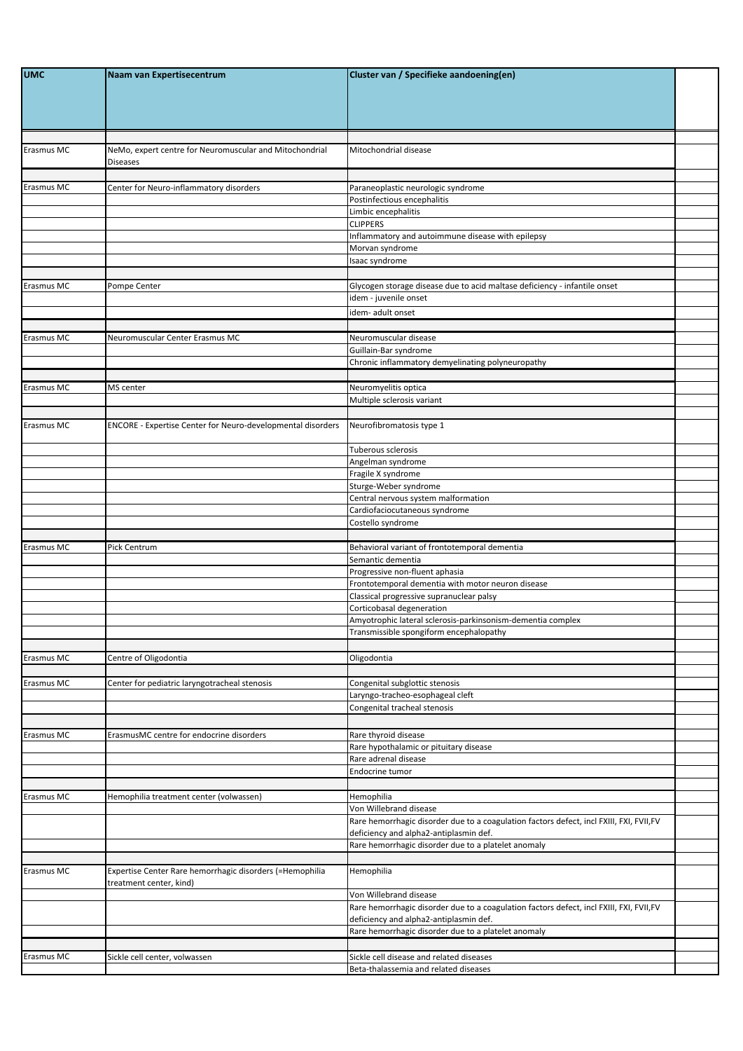| UMC | Naam van Expertisecentrum | Cluster van / Specifieke aandoening(en) | |
|---|---|---|---|
| | | | |
| Erasmus MC | NeMo, expert centre for Neuromuscular and Mitochondrial Diseases | Mitochondrial disease | |
| | | | |
| Erasmus MC | Center for Neuro-inflammatory disorders | Paraneoplastic neurologic syndrome | |
| | | Postinfectious encephalitis | |
| | | Limbic encephalitis | |
| | | CLIPPERS | |
| | | Inflammatory and autoimmune disease with epilepsy | |
| | | Morvan syndrome | |
| | | Isaac syndrome | |
| | | | |
| Erasmus MC | Pompe Center | Glycogen storage disease due to acid maltase deficiency - infantile onset | |
| | | idem - juvenile onset | |
| | | idem- adult onset | |
| | | | |
| Erasmus MC | Neuromuscular Center Erasmus MC | Neuromuscular disease | |
| | | Guillain-Bar syndrome | |
| | | Chronic inflammatory demyelinating polyneuropathy | |
| | | | |
| Erasmus MC | MS center | Neuromyelitis optica | |
| | | Multiple sclerosis variant | |
| | | | |
| Erasmus MC | ENCORE - Expertise Center for Neuro-developmental disorders | Neurofibromatosis type 1 | |
| | | Tuberous sclerosis | |
| | | Angelman syndrome | |
| | | Fragile X syndrome | |
| | | Sturge-Weber syndrome | |
| | | Central nervous system malformation | |
| | | Cardiofaciocutaneous syndrome | |
| | | Costello syndrome | |
| | | | |
| Erasmus MC | Pick Centrum | Behavioral variant of frontotemporal dementia | |
| | | Semantic dementia | |
| | | Progressive non-fluent aphasia | |
| | | Frontotemporal dementia with motor neuron disease | |
| | | Classical progressive supranuclear palsy | |
| | | Corticobasal degeneration | |
| | | Amyotrophic lateral sclerosis-parkinsonism-dementia complex | |
| | | Transmissible spongiform encephalopathy | |
| | | | |
| Erasmus MC | Centre of Oligodontia | Oligodontia | |
| | | | |
| Erasmus MC | Center for pediatric laryngotracheal stenosis | Congenital subglottic stenosis | |
| | | Laryngo-tracheo-esophageal cleft | |
| | | Congenital tracheal stenosis | |
| | | | |
| Erasmus MC | ErasmusMC centre for endocrine disorders | Rare thyroid disease | |
| | | Rare hypothalamic or pituitary disease | |
| | | Rare adrenal disease | |
| | | Endocrine tumor | |
| | | | |
| Erasmus MC | Hemophilia treatment center (volwassen) | Hemophilia | |
| | | Von Willebrand disease | |
| | | Rare hemorrhagic disorder due to a coagulation factors defect, incl FXIII, FXI, FVII,FV deficiency and alpha2-antiplasmin def. | |
| | | Rare hemorrhagic disorder due to a platelet anomaly | |
| | | | |
| Erasmus MC | Expertise Center Rare hemorrhagic disorders (=Hemophilia treatment center, kind) | Hemophilia | |
| | | Von Willebrand disease | |
| | | Rare hemorrhagic disorder due to a coagulation factors defect, incl FXIII, FXI, FVII,FV deficiency and alpha2-antiplasmin def. | |
| | | Rare hemorrhagic disorder due to a platelet anomaly | |
| | | | |
| Erasmus MC | Sickle cell center, volwassen | Sickle cell disease and related diseases | |
| | | Beta-thalassemia and related diseases | |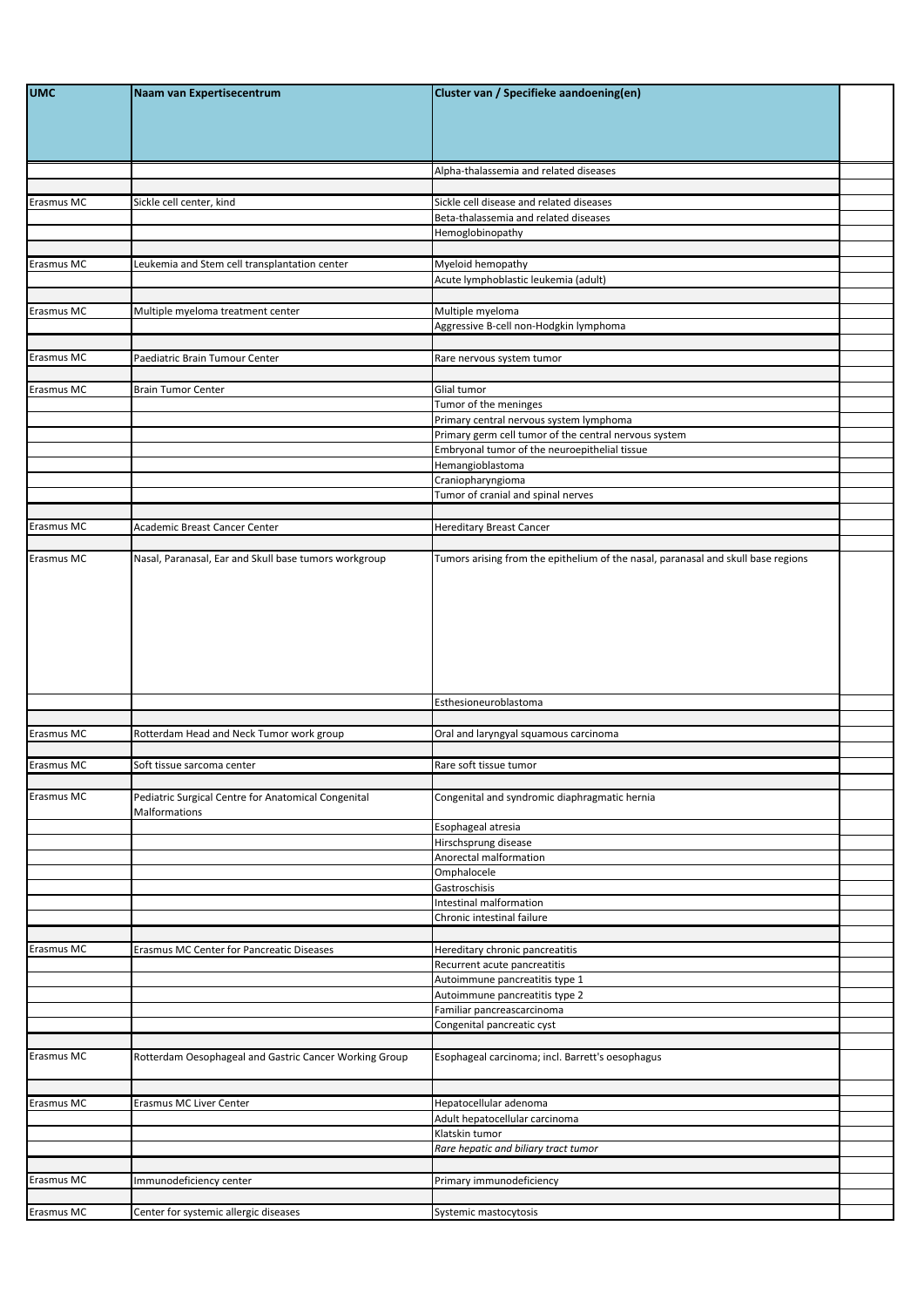| UMC | Naam van Expertisecentrum | Cluster van / Specifieke aandoening(en) | |
|---|---|---|---|
| | | Alpha-thalassemia and related diseases | |
| | | | |
| Erasmus MC | Sickle cell center, kind | Sickle cell disease and related diseases | |
| | | Beta-thalassemia and related diseases | |
| | | Hemoglobinopathy | |
| | | | |
| Erasmus MC | Leukemia and Stem cell transplantation center | Myeloid hemopathy | |
| | | Acute lymphoblastic leukemia (adult) | |
| | | | |
| Erasmus MC | Multiple myeloma treatment center | Multiple myeloma | |
| | | Aggressive B-cell non-Hodgkin lymphoma | |
| | | | |
| Erasmus MC | Paediatric Brain Tumour Center | Rare nervous system tumor | |
| | | | |
| Erasmus MC | Brain Tumor Center | Glial tumor | |
| | | Tumor of the meninges | |
| | | Primary central nervous system lymphoma | |
| | | Primary germ cell tumor of the central nervous system | |
| | | Embryonal tumor of the neuroepithelial tissue | |
| | | Hemangioblastoma | |
| | | Craniopharyngioma | |
| | | Tumor of cranial and spinal nerves | |
| | | | |
| Erasmus MC | Academic Breast Cancer Center | Hereditary Breast Cancer | |
| | | | |
| Erasmus MC | Nasal, Paranasal, Ear and Skull base tumors workgroup | Tumors arising from the epithelium of the nasal, paranasal and skull base regions | |
| | | Esthesioneuroblastoma | |
| | | | |
| Erasmus MC | Rotterdam Head and Neck Tumor work group | Oral and laryngyal squamous carcinoma | |
| | | | |
| Erasmus MC | Soft tissue sarcoma center | Rare soft tissue tumor | |
| | | | |
| Erasmus MC | Pediatric Surgical Centre for Anatomical Congenital Malformations | Congenital and syndromic diaphragmatic hernia | |
| | | Esophageal atresia | |
| | | Hirschsprung disease | |
| | | Anorectal malformation | |
| | | Omphalocele | |
| | | Gastroschisis | |
| | | Intestinal malformation | |
| | | Chronic intestinal failure | |
| | | | |
| Erasmus MC | Erasmus MC Center for Pancreatic Diseases | Hereditary chronic pancreatitis | |
| | | Recurrent acute pancreatitis | |
| | | Autoimmune pancreatitis type 1 | |
| | | Autoimmune pancreatitis type 2 | |
| | | Familiar pancreascarcinoma | |
| | | Congenital pancreatic cyst | |
| | | | |
| Erasmus MC | Rotterdam Oesophageal and Gastric Cancer Working Group | Esophageal carcinoma; incl. Barrett's oesophagus | |
| | | | |
| Erasmus MC | Erasmus MC Liver Center | Hepatocellular adenoma | |
| | | Adult hepatocellular carcinoma | |
| | | Klatskin tumor | |
| | | *Rare hepatic and biliary tract tumor* | |
| | | | |
| Erasmus MC | Immunodeficiency center | Primary immunodeficiency | |
| | | | |
| Erasmus MC | Center for systemic allergic diseases | Systemic mastocytosis | |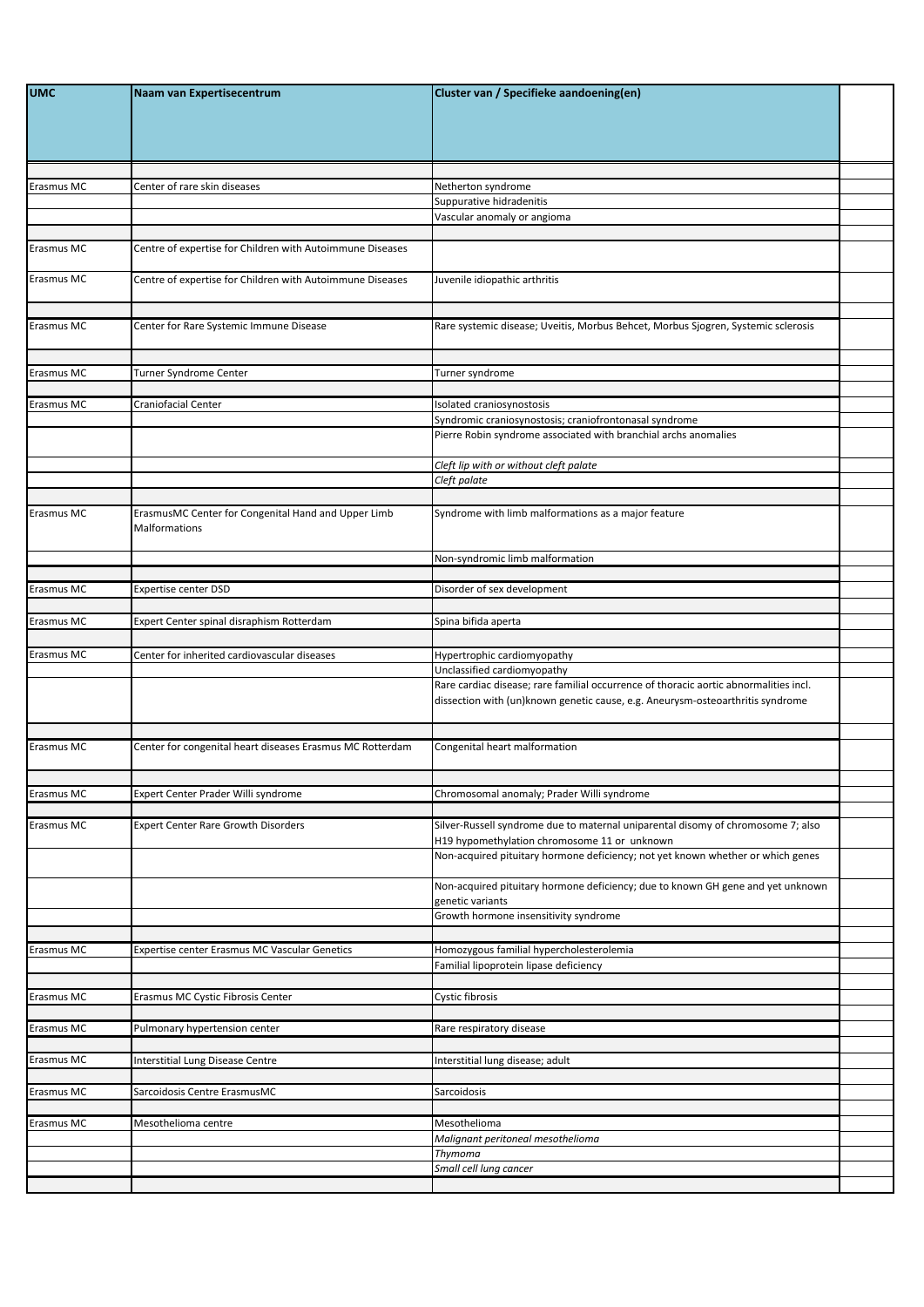| UMC | Naam van Expertisecentrum | Cluster van / Specifieke aandoening(en) | |
|---|---|---|---|
| | | | |
| Erasmus MC | Center of rare skin diseases | Netherton syndrome | |
| | | Suppurative hidradenitis | |
| | | Vascular anomaly or angioma | |
| | | | |
| Erasmus MC | Centre of expertise for Children with Autoimmune Diseases | | |
| Erasmus MC | Centre of expertise for Children with Autoimmune Diseases | Juvenile idiopathic arthritis | |
| | | | |
| Erasmus MC | Center for Rare Systemic Immune Disease | Rare systemic disease; Uveitis, Morbus Behcet, Morbus Sjogren, Systemic sclerosis | |
| | | | |
| Erasmus MC | Turner Syndrome Center | Turner syndrome | |
| | | | |
| Erasmus MC | Craniofacial Center | Isolated craniosynostosis | |
| | | Syndromic craniosynostosis; craniofrontonasal syndrome | |
| | | Pierre Robin syndrome associated with branchial archs anomalies | |
| | | *Cleft lip with or without cleft palate* | |
| | | *Cleft palate* | |
| | | | |
| Erasmus MC | ErasmusMC Center for Congenital Hand and Upper Limb Malformations | Syndrome with limb malformations as a major feature | |
| | | Non-syndromic limb malformation | |
| | | | |
| Erasmus MC | Expertise center DSD | Disorder of sex development | |
| | | | |
| Erasmus MC | Expert Center spinal disraphism Rotterdam | Spina bifida aperta | |
| | | | |
| Erasmus MC | Center for inherited cardiovascular diseases | Hypertrophic cardiomyopathy | |
| | | Unclassified cardiomyopathy | |
| | | Rare cardiac disease; rare familial occurrence of thoracic aortic abnormalities incl. dissection with (un)known genetic cause, e.g. Aneurysm-osteoarthritis syndrome | |
| | | | |
| Erasmus MC | Center for congenital heart diseases Erasmus MC Rotterdam | Congenital heart malformation | |
| | | | |
| Erasmus MC | Expert Center Prader Willi syndrome | Chromosomal anomaly; Prader Willi syndrome | |
| | | | |
| Erasmus MC | Expert Center Rare Growth Disorders | Silver-Russell syndrome due to maternal uniparental disomy of chromosome 7; also H19 hypomethylation chromosome 11 or unknown | |
| | | Non-acquired pituitary hormone deficiency; not yet known whether or which genes | |
| | | Non-acquired pituitary hormone deficiency; due to known GH gene and yet unknown genetic variants | |
| | | Growth hormone insensitivity syndrome | |
| | | | |
| Erasmus MC | Expertise center Erasmus MC Vascular Genetics | Homozygous familial hypercholesterolemia | |
| | | Familial lipoprotein lipase deficiency | |
| | | | |
| Erasmus MC | Erasmus MC Cystic Fibrosis Center | Cystic fibrosis | |
| | | | |
| Erasmus MC | Pulmonary hypertension center | Rare respiratory disease | |
| | | | |
| Erasmus MC | Interstitial Lung Disease Centre | Interstitial lung disease; adult | |
| | | | |
| Erasmus MC | Sarcoidosis Centre ErasmusMC | Sarcoidosis | |
| | | | |
| Erasmus MC | Mesothelioma centre | Mesothelioma | |
| | | *Malignant peritoneal mesothelioma* | |
| | | *Thymoma* | |
| | | *Small cell lung cancer* | |
| | | | |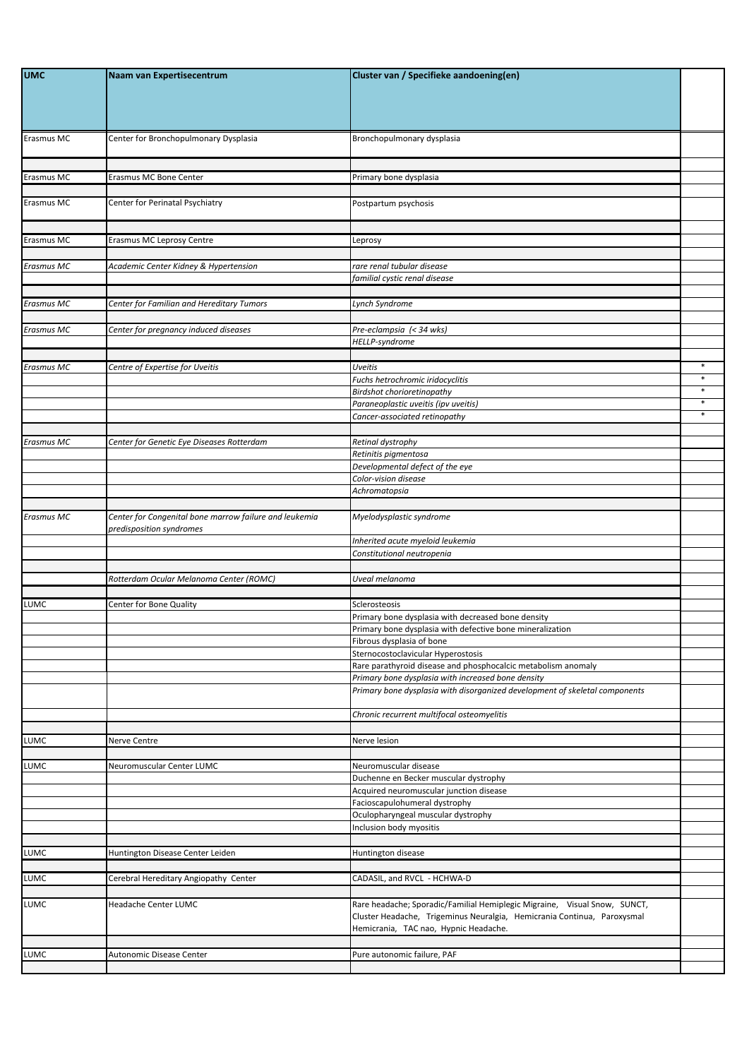| UMC | Naam van Expertisecentrum | Cluster van / Specifieke aandoening(en) | |
|---|---|---|---|
| Erasmus MC | Center for Bronchopulmonary Dysplasia | Bronchopulmonary dysplasia | |
| | | | |
| Erasmus MC | Erasmus MC Bone Center | Primary bone dysplasia | |
| | | | |
| Erasmus MC | Center for Perinatal Psychiatry | Postpartum psychosis | |
| | | | |
| Erasmus MC | Erasmus MC Leprosy Centre | Leprosy | |
| | | | |
| *Erasmus MC* | *Academic Center Kidney & Hypertension* | *rare renal tubular disease* | |
| | | *familial cystic renal disease* | |
| | | | |
| *Erasmus MC* | *Center for Familian and Hereditary Tumors* | *Lynch Syndrome* | |
| | | | |
| *Erasmus MC* | *Center for pregnancy induced diseases* | *Pre-eclampsia (< 34 wks)* | |
| | | *HELLP-syndrome* | |
| | | | |
| *Erasmus MC* | *Centre of Expertise for Uveitis* | *Uveitis* | * |
| | | *Fuchs hetrochromic iridocyclitis* | * |
| | | *Birdshot chorioretinopathy* | * |
| | | *Paraneoplastic uveitis (ipv uveitis)* | * |
| | | *Cancer-associated retinopathy* | * |
| | | | |
| *Erasmus MC* | *Center for Genetic Eye Diseases Rotterdam* | *Retinal dystrophy* | |
| | | *Retinitis pigmentosa* | |
| | | *Developmental defect of the eye* | |
| | | *Color-vision disease* | |
| | | *Achromatopsia* | |
| | | | |
| *Erasmus MC* | *Center for Congenital bone marrow failure and leukemia predisposition syndromes* | *Myelodysplastic syndrome* | |
| | | *Inherited acute myeloid leukemia* | |
| | | *Constitutional neutropenia* | |
| | | | |
| | *Rotterdam Ocular Melanoma Center (ROMC)* | *Uveal melanoma* | |
| | | | |
| LUMC | Center for Bone Quality | Sclerosteosis | |
| | | Primary bone dysplasia with decreased bone density | |
| | | Primary bone dysplasia with defective bone mineralization | |
| | | Fibrous dysplasia of bone | |
| | | Sternocostoclavicular Hyperostosis | |
| | | Rare parathyroid disease and phosphocalcic metabolism anomaly | |
| | | *Primary bone dysplasia with increased bone density* | |
| | | *Primary bone dysplasia with disorganized development of skeletal components* | |
| | | *Chronic recurrent multifocal osteomyelitis* | |
| | | | |
| LUMC | Nerve Centre | Nerve lesion | |
| | | | |
| LUMC | Neuromuscular Center LUMC | Neuromuscular disease | |
| | | Duchenne en Becker muscular dystrophy | |
| | | Acquired neuromuscular junction disease | |
| | | Facioscapulohumeral dystrophy | |
| | | Oculopharyngeal muscular dystrophy | |
| | | Inclusion body myositis | |
| | | | |
| LUMC | Huntington Disease Center Leiden | Huntington disease | |
| | | | |
| LUMC | Cerebral Hereditary Angiopathy Center | CADASIL, and RVCL - HCHWA-D | |
| | | | |
| LUMC | Headache Center LUMC | Rare headache; Sporadic/Familial Hemiplegic Migraine, Visual Snow, SUNCT, Cluster Headache, Trigeminus Neuralgia, Hemicrania Continua, Paroxysmal Hemicrania, TAC nao, Hypnic Headache. | |
| | | | |
| LUMC | Autonomic Disease Center | Pure autonomic failure, PAF | |
| | | | |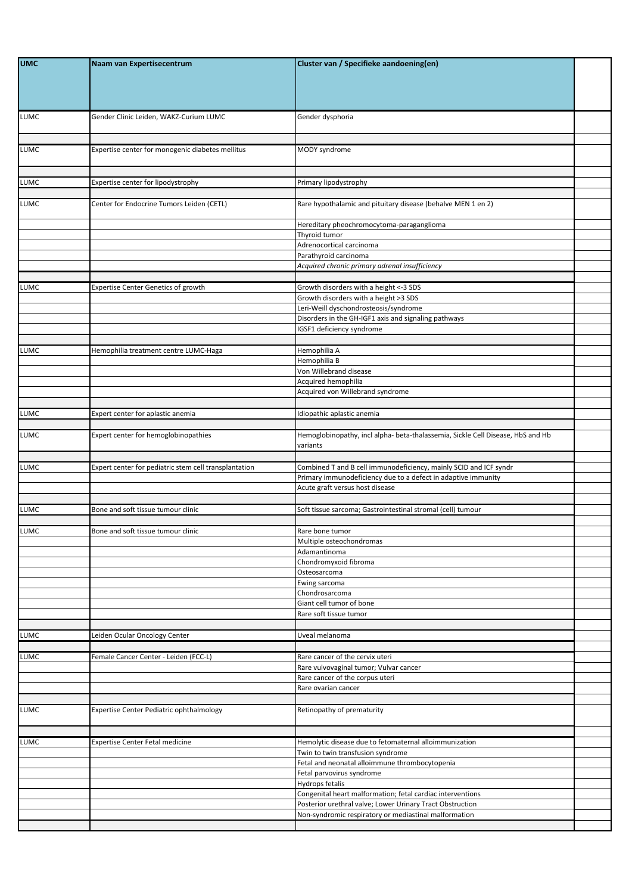| UMC | Naam van Expertisecentrum | Cluster van / Specifieke aandoening(en) | |
|---|---|---|---|
| LUMC | Gender Clinic Leiden, WAKZ-Curium LUMC | Gender dysphoria | |
| | | | |
| LUMC | Expertise center for monogenic diabetes mellitus | MODY syndrome | |
| | | | |
| LUMC | Expertise center for lipodystrophy | Primary lipodystrophy | |
| | | | |
| LUMC | Center for Endocrine Tumors Leiden (CETL) | Rare hypothalamic and pituitary disease (behalve MEN 1 en 2) | |
| | | Hereditary pheochromocytoma-paraganglioma | |
| | | Thyroid tumor | |
| | | Adrenocortical carcinoma | |
| | | Parathyroid carcinoma | |
| | | *Acquired chronic primary adrenal insufficiency* | |
| | | | |
| LUMC | Expertise Center Genetics of growth | Growth disorders with a height <-3 SDS | |
| | | Growth disorders with a height >3 SDS | |
| | | Leri-Weill dyschondrosteosis/syndrome | |
| | | Disorders in the GH-IGF1 axis and signaling pathways | |
| | | IGSF1 deficiency syndrome | |
| | | | |
| LUMC | Hemophilia treatment centre LUMC-Haga | Hemophilia A | |
| | | Hemophilia B | |
| | | Von Willebrand disease | |
| | | Acquired hemophilia | |
| | | Acquired von Willebrand syndrome | |
| | | | |
| LUMC | Expert center for aplastic anemia | Idiopathic aplastic anemia | |
| | | | |
| LUMC | Expert center for hemoglobinopathies | Hemoglobinopathy, incl alpha- beta-thalassemia, Sickle Cell Disease, HbS and Hb variants | |
| | | | |
| LUMC | Expert center for pediatric stem cell transplantation | Combined T and B cell immunodeficiency, mainly SCID and ICF syndr | |
| | | Primary immunodeficiency due to a defect in adaptive immunity | |
| | | Acute graft versus host disease | |
| | | | |
| LUMC | Bone and soft tissue tumour clinic | Soft tissue sarcoma; Gastrointestinal stromal (cell) tumour | |
| | | | |
| LUMC | Bone and soft tissue tumour clinic | Rare bone tumor | |
| | | Multiple osteochondromas | |
| | | Adamantinoma | |
| | | Chondromyxoid fibroma | |
| | | Osteosarcoma | |
| | | Ewing sarcoma | |
| | | Chondrosarcoma | |
| | | Giant cell tumor of bone | |
| | | Rare soft tissue tumor | |
| | | | |
| LUMC | Leiden Ocular Oncology Center | Uveal melanoma | |
| | | | |
| LUMC | Female Cancer Center - Leiden (FCC-L) | Rare cancer of the cervix uteri | |
| | | Rare vulvovaginal tumor; Vulvar cancer | |
| | | Rare cancer of the corpus uteri | |
| | | Rare ovarian cancer | |
| | | | |
| LUMC | Expertise Center Pediatric ophthalmology | Retinopathy of prematurity | |
| | | | |
| LUMC | Expertise Center Fetal medicine | Hemolytic disease due to fetomaternal alloimmunization | |
| | | Twin to twin transfusion syndrome | |
| | | Fetal and neonatal alloimmune thrombocytopenia | |
| | | Fetal parvovirus syndrome | |
| | | Hydrops fetalis | |
| | | Congenital heart malformation; fetal cardiac interventions | |
| | | Posterior urethral valve; Lower Urinary Tract Obstruction | |
| | | Non-syndromic respiratory or mediastinal malformation | |
| | | | |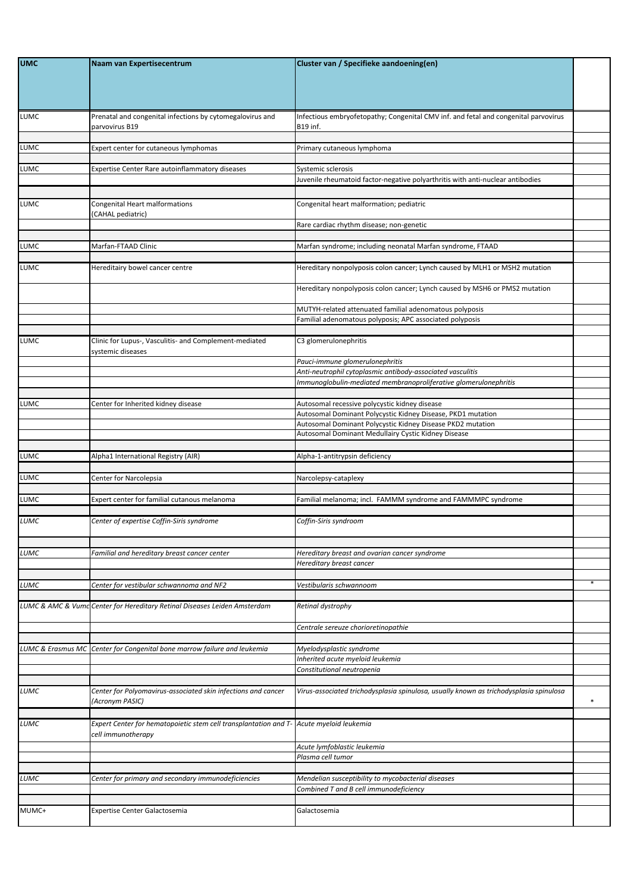| UMC | Naam van Expertisecentrum | Cluster van / Specifieke aandoening(en) | |
|---|---|---|---|
| LUMC | Prenatal and congenital infections by cytomegalovirus and parvovirus B19 | Infectious embryofetopathy; Congenital CMV inf. and fetal and congenital parvovirus B19 inf. | |
| | | | |
| LUMC | Expert center for cutaneous lymphomas | Primary cutaneous lymphoma | |
| | | | |
| LUMC | Expertise Center Rare autoinflammatory diseases | Systemic sclerosis | |
| | | Juvenile rheumatoid factor-negative polyarthritis with anti-nuclear antibodies | |
| | | | |
| LUMC | Congenital Heart malformations (CAHAL pediatric) | Congenital heart malformation; pediatric | |
| | | Rare cardiac rhythm disease; non-genetic | |
| | | | |
| LUMC | Marfan-FTAAD Clinic | Marfan syndrome; including neonatal Marfan syndrome, FTAAD | |
| | | | |
| LUMC | Hereditairy bowel cancer centre | Hereditary nonpolyposis colon cancer; Lynch caused by MLH1 or MSH2 mutation | |
| | | Hereditary nonpolyposis colon cancer; Lynch caused by MSH6 or PMS2 mutation | |
| | | MUTYH-related attenuated familial adenomatous polyposis | |
| | | Familial adenomatous polyposis; APC associated polyposis | |
| | | | |
| LUMC | Clinic for Lupus-, Vasculitis- and Complement-mediated systemic diseases | C3 glomerulonephritis | |
| | | *Pauci-immune glomerulonephritis* | |
| | | *Anti-neutrophil cytoplasmic antibody-associated vasculitis* | |
| | | *Immunoglobulin-mediated membranoproliferative glomerulonephritis* | |
| | | | |
| LUMC | Center for Inherited kidney disease | Autosomal recessive polycystic kidney disease | |
| | | Autosomal Dominant Polycystic Kidney Disease, PKD1 mutation | |
| | | Autosomal Dominant Polycystic Kidney Disease PKD2 mutation | |
| | | Autosomal Dominant Medullairy Cystic Kidney Disease | |
| | | | |
| LUMC | Alpha1 International Registry (AIR) | Alpha-1-antitrypsin deficiency | |
| | | | |
| LUMC | Center for Narcolepsia | Narcolepsy-cataplexy | |
| | | | |
| LUMC | Expert center for familial cutanous melanoma | Familial melanoma; incl. FAMMM syndrome and FAMMMPC syndrome | |
| | | | |
| *LUMC* | *Center of expertise Coffin-Siris syndrome* | *Coffin-Siris syndroom* | |
| | | | |
| *LUMC* | *Familial and hereditary breast cancer center* | *Hereditary breast and ovarian cancer syndrome* | |
| | | *Hereditary breast cancer* | |
| | | | |
| *LUMC* | *Center for vestibular schwannoma and NF2* | *Vestibularis schwannoom* | * |
| | | | |
| *LUMC & AMC & Vumc* | *Center for Hereditary Retinal Diseases Leiden Amsterdam* | *Retinal dystrophy* | |
| | | *Centrale sereuze chorioretinopathie* | |
| | | | |
| *LUMC & Erasmus MC* | *Center for Congenital bone marrow failure and leukemia* | *Myelodysplastic syndrome* | |
| | | *Inherited acute myeloid leukemia* | |
| | | *Constitutional neutropenia* | |
| | | | |
| *LUMC* | *Center for Polyomavirus-associated skin infections and cancer (Acronym PASIC)* | *Virus-associated trichodysplasia spinulosa, usually known as trichodysplasia spinulosa* | * |
| | | | |
| *LUMC* | *Expert Center for hematopoietic stem cell transplantation and T-cell immunotherapy* | *Acute myeloid leukemia* | |
| | | *Acute lymfoblastic leukemia* | |
| | | *Plasma cell tumor* | |
| | | | |
| *LUMC* | *Center for primary and secondary immunodeficiencies* | *Mendelian susceptibility to mycobacterial diseases* | |
| | | *Combined T and B cell immunodeficiency* | |
| | | | |
| MUMC+ | Expertise Center Galactosemia | Galactosemia | |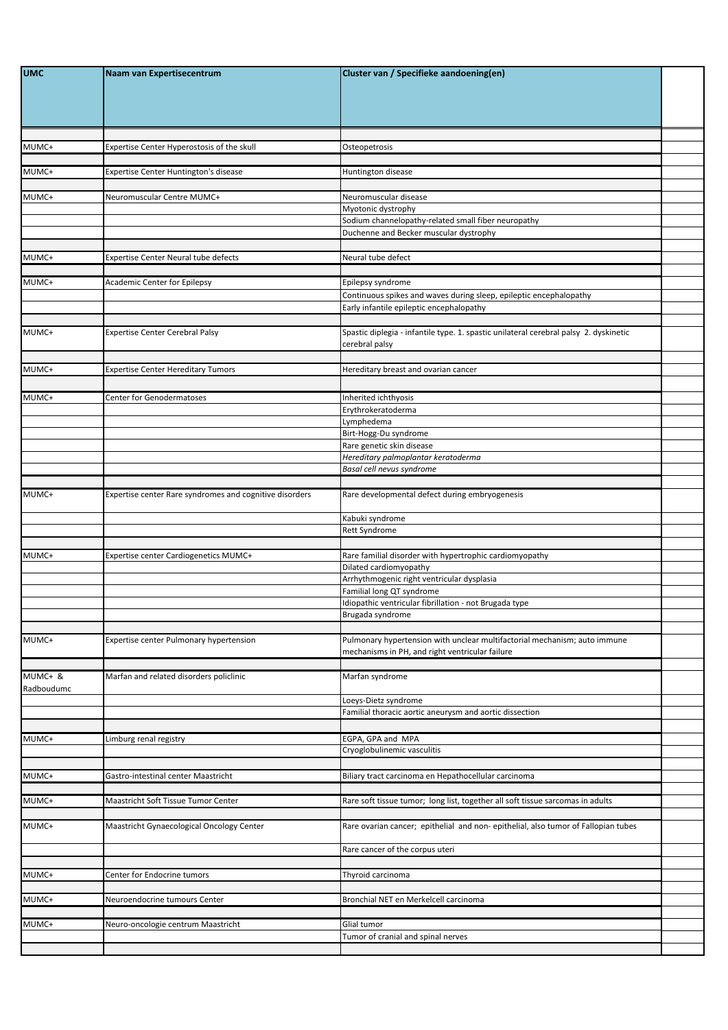| UMC | Naam van Expertisecentrum | Cluster van / Specifieke aandoening(en) | |
|---|---|---|---|
| | | | |
| MUMC+ | Expertise Center Hyperostosis of the skull | Osteopetrosis | |
| | | | |
| MUMC+ | Expertise Center Huntington's disease | Huntington disease | |
| | | | |
| MUMC+ | Neuromuscular Centre MUMC+ | Neuromuscular disease | |
| | | Myotonic dystrophy | |
| | | Sodium channelopathy-related small fiber neuropathy | |
| | | Duchenne and Becker muscular dystrophy | |
| | | | |
| MUMC+ | Expertise Center Neural tube defects | Neural tube defect | |
| | | | |
| MUMC+ | Academic Center for Epilepsy | Epilepsy syndrome | |
| | | Continuous spikes and waves during sleep, epileptic encephalopathy | |
| | | Early infantile epileptic encephalopathy | |
| | | | |
| MUMC+ | Expertise Center Cerebral Palsy | Spastic diplegia - infantile type. 1. spastic unilateral cerebral palsy 2. dyskinetic cerebral palsy | |
| | | | |
| MUMC+ | Expertise Center Hereditary Tumors | Hereditary breast and ovarian cancer | |
| | | | |
| MUMC+ | Center for Genodermatoses | Inherited ichthyosis | |
| | | Erythrokeratoderma | |
| | | Lymphedema | |
| | | Birt-Hogg-Du syndrome | |
| | | Rare genetic skin disease | |
| | | *Hereditary palmoplantar keratoderma* | |
| | | *Basal cell nevus syndrome* | |
| | | | |
| MUMC+ | Expertise center Rare syndromes and cognitive disorders | Rare developmental defect during embryogenesis | |
| | | Kabuki syndrome | |
| | | Rett Syndrome | |
| | | | |
| MUMC+ | Expertise center Cardiogenetics MUMC+ | Rare familial disorder with hypertrophic cardiomyopathy | |
| | | Dilated cardiomyopathy | |
| | | Arrhythmogenic right ventricular dysplasia | |
| | | Familial long QT syndrome | |
| | | Idiopathic ventricular fibrillation - not Brugada type | |
| | | Brugada syndrome | |
| | | | |
| MUMC+ | Expertise center Pulmonary hypertension | Pulmonary hypertension with unclear multifactorial mechanism; auto immune mechanisms in PH, and right ventricular failure | |
| | | | |
| MUMC+ & Radboudumc | Marfan and related disorders policlinic | Marfan syndrome | |
| | | Loeys-Dietz syndrome | |
| | | Familial thoracic aortic aneurysm and aortic dissection | |
| | | | |
| MUMC+ | Limburg renal registry | EGPA, GPA and MPA | |
| | | Cryoglobulinemic vasculitis | |
| | | | |
| MUMC+ | Gastro-intestinal center Maastricht | Biliary tract carcinoma en Hepatocellular carcinoma | |
| | | | |
| MUMC+ | Maastricht Soft Tissue Tumor Center | Rare soft tissue tumor; long list, together all soft tissue sarcomas in adults | |
| | | | |
| MUMC+ | Maastricht Gynaecological Oncology Center | Rare ovarian cancer; epithelial and non- epithelial, also tumor of Fallopian tubes | |
| | | Rare cancer of the corpus uteri | |
| | | | |
| MUMC+ | Center for Endocrine tumors | Thyroid carcinoma | |
| | | | |
| MUMC+ | Neuroendocrine tumours Center | Bronchial NET en Merkelcell carcinoma | |
| | | | |
| MUMC+ | Neuro-oncologie centrum Maastricht | Glial tumor | |
| | | Tumor of cranial and spinal nerves | |
| | | | |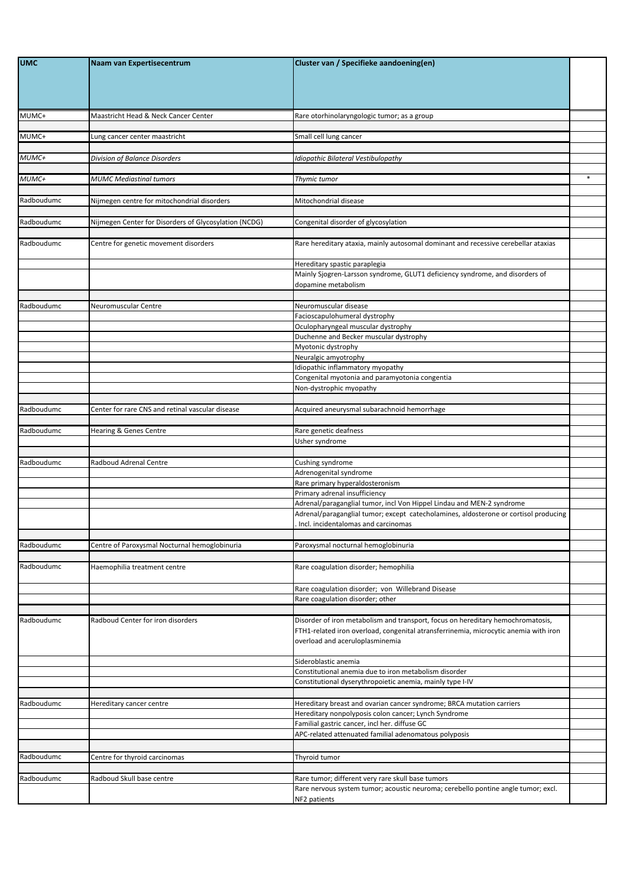| UMC | Naam van Expertisecentrum | Cluster van / Specifieke aandoening(en) | |
|---|---|---|---|
| MUMC+ | Maastricht Head & Neck Cancer Center | Rare otorhinolaryngologic tumor; as a group | |
| | | | |
| MUMC+ | Lung cancer center maastricht | Small cell lung cancer | |
| | | | |
| *MUMC+* | *Division of Balance Disorders* | *Idiopathic Bilateral Vestibulopathy* | |
| | | | |
| *MUMC+* | *MUMC Mediastinal tumors* | *Thymic tumor* | * |
| | | | |
| Radboudumc | Nijmegen centre for mitochondrial disorders | Mitochondrial disease | |
| | | | |
| Radboudumc | Nijmegen Center for Disorders of Glycosylation (NCDG) | Congenital disorder of glycosylation | |
| | | | |
| Radboudumc | Centre for genetic movement disorders | Rare hereditary ataxia, mainly autosomal dominant and recessive cerebellar ataxias | |
| | | Hereditary spastic paraplegia | |
| | | Mainly Sjogren-Larsson syndrome, GLUT1 deficiency syndrome, and disorders of dopamine metabolism | |
| | | | |
| Radboudumc | Neuromuscular Centre | Neuromuscular disease | |
| | | Facioscapulohumeral dystrophy | |
| | | Oculopharyngeal muscular dystrophy | |
| | | Duchenne and Becker muscular dystrophy | |
| | | Myotonic dystrophy | |
| | | Neuralgic amyotrophy | |
| | | Idiopathic inflammatory myopathy | |
| | | Congenital myotonia and paramyotonia congentia | |
| | | Non-dystrophic myopathy | |
| | | | |
| Radboudumc | Center for rare CNS and retinal vascular disease | Acquired aneurysmal subarachnoid hemorrhage | |
| | | | |
| Radboudumc | Hearing & Genes Centre | Rare genetic deafness | |
| | | Usher syndrome | |
| | | | |
| Radboudumc | Radboud Adrenal Centre | Cushing syndrome | |
| | | Adrenogenital syndrome | |
| | | Rare primary hyperaldosteronism | |
| | | Primary adrenal insufficiency | |
| | | Adrenal/paraganglial tumor, incl Von Hippel Lindau and MEN-2 syndrome | |
| | | Adrenal/paraganglial tumor; except catecholamines, aldosterone or cortisol producing. Incl. incidentalomas and carcinomas | |
| | | | |
| Radboudumc | Centre of Paroxysmal Nocturnal hemoglobinuria | Paroxysmal nocturnal hemoglobinuria | |
| | | | |
| Radboudumc | Haemophilia treatment centre | Rare coagulation disorder; hemophilia | |
| | | Rare coagulation disorder; von Willebrand Disease | |
| | | Rare coagulation disorder; other | |
| | | | |
| Radboudumc | Radboud Center for iron disorders | Disorder of iron metabolism and transport, focus on hereditary hemochromatosis, FTH1-related iron overload, congenital atransferrinemia, microcytic anemia with iron overload and aceruloplasminemia | |
| | | Sideroblastic anemia | |
| | | Constitutional anemia due to iron metabolism disorder | |
| | | Constitutional dyserythropoietic anemia, mainly type I-IV | |
| | | | |
| Radboudumc | Hereditary cancer centre | Hereditary breast and ovarian cancer syndrome; BRCA mutation carriers | |
| | | Hereditary nonpolyposis colon cancer; Lynch Syndrome | |
| | | Familial gastric cancer, incl her. diffuse GC | |
| | | APC-related attenuated familial adenomatous polyposis | |
| | | | |
| Radboudumc | Centre for thyroid carcinomas | Thyroid tumor | |
| | | | |
| Radboudumc | Radboud Skull base centre | Rare tumor; different very rare skull base tumors | |
| | | Rare nervous system tumor; acoustic neuroma; cerebello pontine angle tumor; excl. NF2 patients | |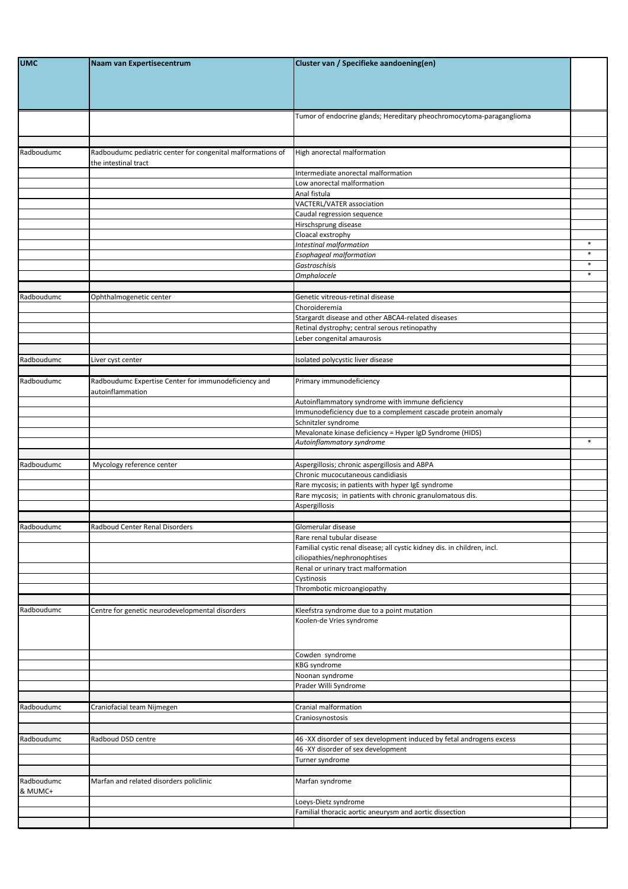| UMC | Naam van Expertisecentrum | Cluster van / Specifieke aandoening(en) | |
|---|---|---|---|
| | | Tumor of endocrine glands; Hereditary pheochromocytoma-paraganglioma | |
| | | | |
| Radboudumc | Radboudumc pediatric center for congenital malformations of the intestinal tract | High anorectal malformation | |
| | | Intermediate anorectal malformation | |
| | | Low anorectal malformation | |
| | | Anal fistula | |
| | | VACTERL/VATER association | |
| | | Caudal regression sequence | |
| | | Hirschsprung disease | |
| | | Cloacal exstrophy | |
| | | *Intestinal malformation* | * |
| | | *Esophageal malformation* | * |
| | | *Gastroschisis* | * |
| | | *Omphalocele* | * |
| | | | |
| Radboudumc | Ophthalmogenetic center | Genetic vitreous-retinal disease | |
| | | Choroideremia | |
| | | Stargardt disease and other ABCA4-related diseases | |
| | | Retinal dystrophy; central serous retinopathy | |
| | | Leber congenital amaurosis | |
| | | | |
| Radboudumc | Liver cyst center | Isolated polycystic liver disease | |
| | | | |
| Radboudumc | Radboudumc Expertise Center for immunodeficiency and autoinflammation | Primary immunodeficiency | |
| | | Autoinflammatory syndrome with immune deficiency | |
| | | Immunodeficiency due to a complement cascade protein anomaly | |
| | | Schnitzler syndrome | |
| | | Mevalonate kinase deficiency = Hyper IgD Syndrome (HIDS) | |
| | | *Autoinflammatory syndrome* | * |
| | | | |
| Radboudumc | Mycology reference center | Aspergillosis; chronic aspergillosis and ABPA | |
| | | Chronic mucocutaneous candidiasis | |
| | | Rare mycosis; in patients with hyper IgE syndrome | |
| | | Rare mycosis; in patients with chronic granulomatous dis. | |
| | | Aspergillosis | |
| | | | |
| Radboudumc | Radboud Center Renal Disorders | Glomerular disease | |
| | | Rare renal tubular disease | |
| | | Familial cystic renal disease; all cystic kidney dis. in children, incl. ciliopathies/nephronophtises | |
| | | Renal or urinary tract malformation | |
| | | Cystinosis | |
| | | Thrombotic microangiopathy | |
| | | | |
| Radboudumc | Centre for genetic neurodevelopmental disorders | Kleefstra syndrome due to a point mutation | |
| | | Koolen-de Vries syndrome | |
| | | Cowden syndrome | |
| | | KBG syndrome | |
| | | Noonan syndrome | |
| | | Prader Willi Syndrome | |
| | | | |
| Radboudumc | Craniofacial team Nijmegen | Cranial malformation | |
| | | Craniosynostosis | |
| | | | |
| Radboudumc | Radboud DSD centre | 46 -XX disorder of sex development induced by fetal androgens excess | |
| | | 46 -XY disorder of sex development | |
| | | Turner syndrome | |
| | | | |
| Radboudumc & MUMC+ | Marfan and related disorders policlinic | Marfan syndrome | |
| | | Loeys-Dietz syndrome | |
| | | Familial thoracic aortic aneurysm and aortic dissection | |
| | | | |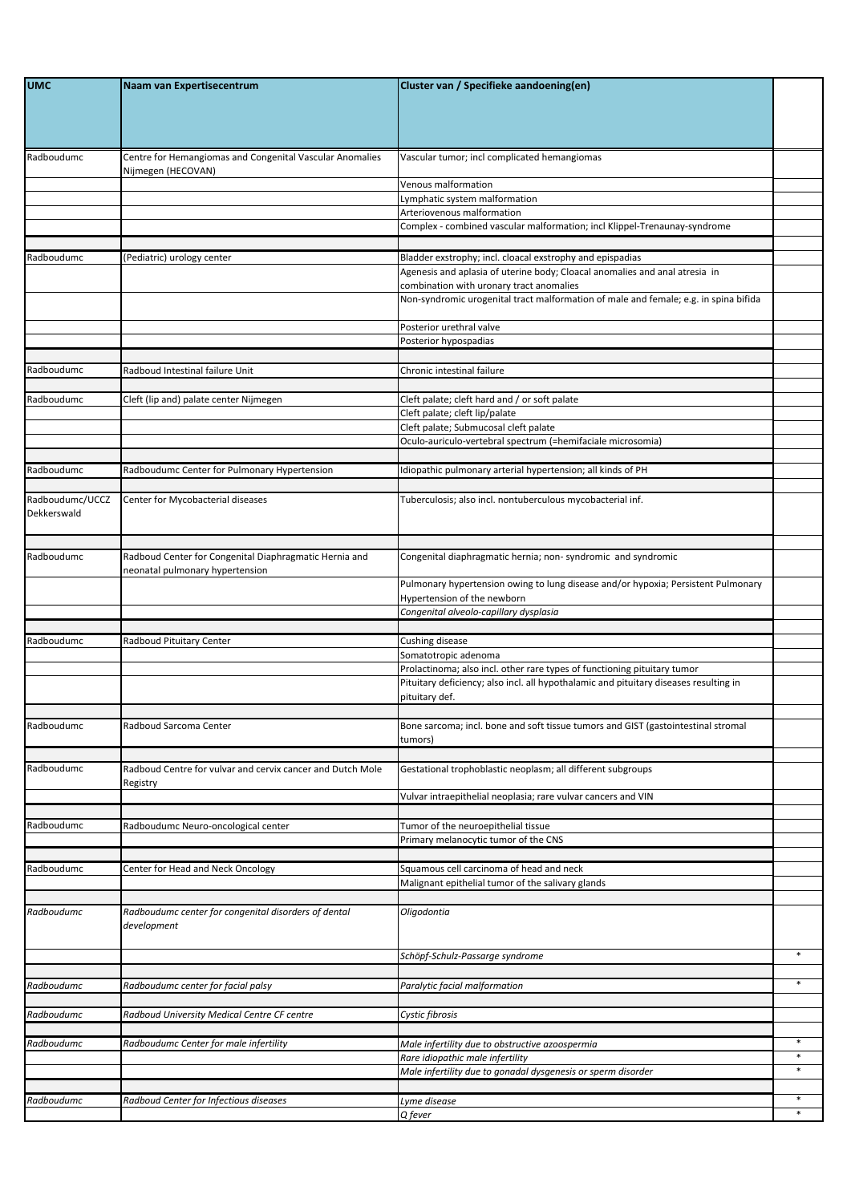| UMC | Naam van Expertisecentrum | Cluster van / Specifieke aandoening(en) | |
|---|---|---|---|
| Radboudumc | Centre for Hemangiomas and Congenital Vascular Anomalies Nijmegen (HECOVAN) | Vascular tumor; incl complicated hemangiomas | |
| | | Venous malformation | |
| | | Lymphatic system malformation | |
| | | Arteriovenous malformation | |
| | | Complex - combined vascular malformation; incl Klippel-Trenaunay-syndrome | |
| | | | |
| Radboudumc | (Pediatric) urology center | Bladder exstrophy; incl. cloacal exstrophy and epispadias | |
| | | Agenesis and aplasia of uterine body; Cloacal anomalies and anal atresia in combination with uronary tract anomalies | |
| | | Non-syndromic urogenital tract malformation of male and female; e.g. in spina bifida | |
| | | Posterior urethral valve | |
| | | Posterior hypospadias | |
| | | | |
| Radboudumc | Radboud Intestinal failure Unit | Chronic intestinal failure | |
| | | | |
| Radboudumc | Cleft (lip and) palate center Nijmegen | Cleft palate; cleft hard and / or soft palate | |
| | | Cleft palate; cleft lip/palate | |
| | | Cleft palate; Submucosal cleft palate | |
| | | Oculo-auriculo-vertebral spectrum (=hemifaciale microsomia) | |
| | | | |
| Radboudumc | Radboudumc Center for Pulmonary Hypertension | Idiopathic pulmonary arterial hypertension; all kinds of PH | |
| | | | |
| Radboudumc/UCCZ Dekkerswald | Center for Mycobacterial diseases | Tuberculosis; also incl. nontuberculous mycobacterial inf. | |
| | | | |
| Radboudumc | Radboud Center for Congenital Diaphragmatic Hernia and neonatal pulmonary hypertension | Congenital diaphragmatic hernia; non- syndromic and syndromic | |
| | | Pulmonary hypertension owing to lung disease and/or hypoxia; Persistent Pulmonary Hypertension of the newborn | |
| | | *Congenital alveolo-capillary dysplasia* | |
| | | | |
| Radboudumc | Radboud Pituitary Center | Cushing disease | |
| | | Somatotropic adenoma | |
| | | Prolactinoma; also incl. other rare types of functioning pituitary tumor | |
| | | Pituitary deficiency; also incl. all hypothalamic and pituitary diseases resulting in pituitary def. | |
| | | | |
| Radboudumc | Radboud Sarcoma Center | Bone sarcoma; incl. bone and soft tissue tumors and GIST (gastointestinal stromal tumors) | |
| | | | |
| Radboudumc | Radboud Centre for vulvar and cervix cancer and Dutch Mole Registry | Gestational trophoblastic neoplasm; all different subgroups | |
| | | Vulvar intraepithelial neoplasia; rare vulvar cancers and VIN | |
| | | | |
| Radboudumc | Radboudumc Neuro-oncological center | Tumor of the neuroepithelial tissue | |
| | | Primary melanocytic tumor of the CNS | |
| | | | |
| Radboudumc | Center for Head and Neck Oncology | Squamous cell carcinoma of head and neck | |
| | | Malignant epithelial tumor of the salivary glands | |
| | | | |
| *Radboudumc* | *Radboudumc center for congenital disorders of dental development* | *Oligodontia* | |
| | | *Schöpf-Schulz-Passarge syndrome* | * |
| | | | |
| *Radboudumc* | *Radboudumc center for facial palsy* | *Paralytic facial malformation* | * |
| | | | |
| *Radboudumc* | *Radboud University Medical Centre CF centre* | *Cystic fibrosis* | |
| | | | |
| *Radboudumc* | *Radboudumc Center for male infertility* | *Male infertility due to obstructive azoospermia* | * |
| | | *Rare idiopathic male infertility* | * |
| | | *Male infertility due to gonadal dysgenesis or sperm disorder* | * |
| | | | |
| *Radboudumc* | *Radboud Center for Infectious diseases* | *Lyme disease* | * |
| | | *Q fever* | * |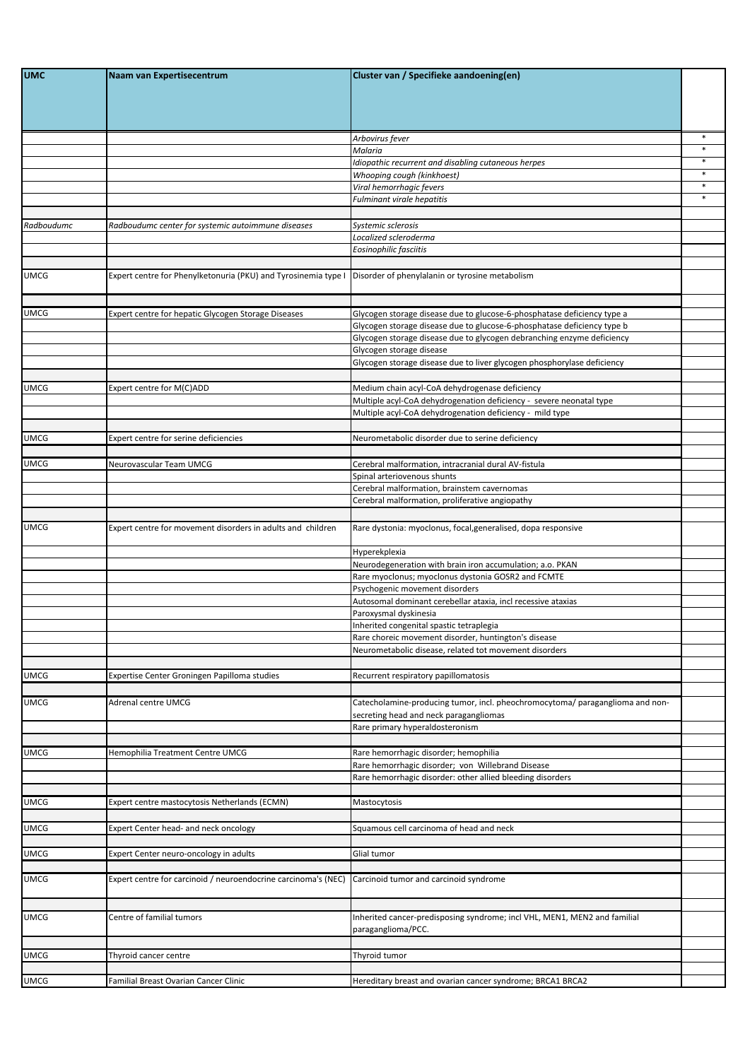| UMC | Naam van Expertisecentrum | Cluster van / Specifieke aandoening(en) | |
|---|---|---|---|
| | | *Arbovirus fever* | * |
| | | *Malaria* | * |
| | | *Idiopathic recurrent and disabling cutaneous herpes* | * |
| | | *Whooping cough (kinkhoest)* | * |
| | | *Viral hemorrhagic fevers* | * |
| | | *Fulminant virale hepatitis* | * |
| | | | |
| *Radboudumc* | *Radboudumc center for systemic autoimmune diseases* | *Systemic sclerosis* | |
| | | *Localized scleroderma* | |
| | | *Eosinophilic fasciitis* | |
| | | | |
| UMCG | Expert centre for Phenylketonuria (PKU) and Tyrosinemia type I | Disorder of phenylalanin or tyrosine metabolism | |
| | | | |
| UMCG | Expert centre for hepatic Glycogen Storage Diseases | Glycogen storage disease due to glucose-6-phosphatase deficiency type a | |
| | | Glycogen storage disease due to glucose-6-phosphatase deficiency type b | |
| | | Glycogen storage disease due to glycogen debranching enzyme deficiency | |
| | | Glycogen storage disease | |
| | | Glycogen storage disease due to liver glycogen phosphorylase deficiency | |
| | | | |
| UMCG | Expert centre for M(C)ADD | Medium chain acyl-CoA dehydrogenase deficiency | |
| | | Multiple acyl-CoA dehydrogenation deficiency - severe neonatal type | |
| | | Multiple acyl-CoA dehydrogenation deficiency - mild type | |
| | | | |
| UMCG | Expert centre for serine deficiencies | Neurometabolic disorder due to serine deficiency | |
| | | | |
| UMCG | Neurovascular Team UMCG | Cerebral malformation, intracranial dural AV-fistula | |
| | | Spinal arteriovenous shunts | |
| | | Cerebral malformation, brainstem cavernomas | |
| | | Cerebral malformation, proliferative angiopathy | |
| | | | |
| UMCG | Expert centre for movement disorders in adults and children | Rare dystonia: myoclonus, focal,generalised, dopa responsive | |
| | | Hyperekplexia | |
| | | Neurodegeneration with brain iron accumulation; a.o. PKAN | |
| | | Rare myoclonus; myoclonus dystonia GOSR2 and FCMTE | |
| | | Psychogenic movement disorders | |
| | | Autosomal dominant cerebellar ataxia, incl recessive ataxias | |
| | | Paroxysmal dyskinesia | |
| | | Inherited congenital spastic tetraplegia | |
| | | Rare choreic movement disorder, huntington's disease | |
| | | Neurometabolic disease, related tot movement disorders | |
| | | | |
| UMCG | Expertise Center Groningen Papilloma studies | Recurrent respiratory papillomatosis | |
| | | | |
| UMCG | Adrenal centre UMCG | Catecholamine-producing tumor, incl. pheochromocytoma/ paraganglioma and non-secreting head and neck paragangliomas | |
| | | Rare primary hyperaldosteronism | |
| | | | |
| UMCG | Hemophilia Treatment Centre UMCG | Rare hemorrhagic disorder; hemophilia | |
| | | Rare hemorrhagic disorder; von Willebrand Disease | |
| | | Rare hemorrhagic disorder: other allied bleeding disorders | |
| | | | |
| UMCG | Expert centre mastocytosis Netherlands (ECMN) | Mastocytosis | |
| | | | |
| UMCG | Expert Center head- and neck oncology | Squamous cell carcinoma of head and neck | |
| | | | |
| UMCG | Expert Center neuro-oncology in adults | Glial tumor | |
| | | | |
| UMCG | Expert centre for carcinoid / neuroendocrine carcinoma's (NEC) | Carcinoid tumor and carcinoid syndrome | |
| | | | |
| UMCG | Centre of familial tumors | Inherited cancer-predisposing syndrome; incl VHL, MEN1, MEN2 and familial paraganglioma/PCC. | |
| | | | |
| UMCG | Thyroid cancer centre | Thyroid tumor | |
| | | | |
| UMCG | Familial Breast Ovarian Cancer Clinic | Hereditary breast and ovarian cancer syndrome; BRCA1 BRCA2 | |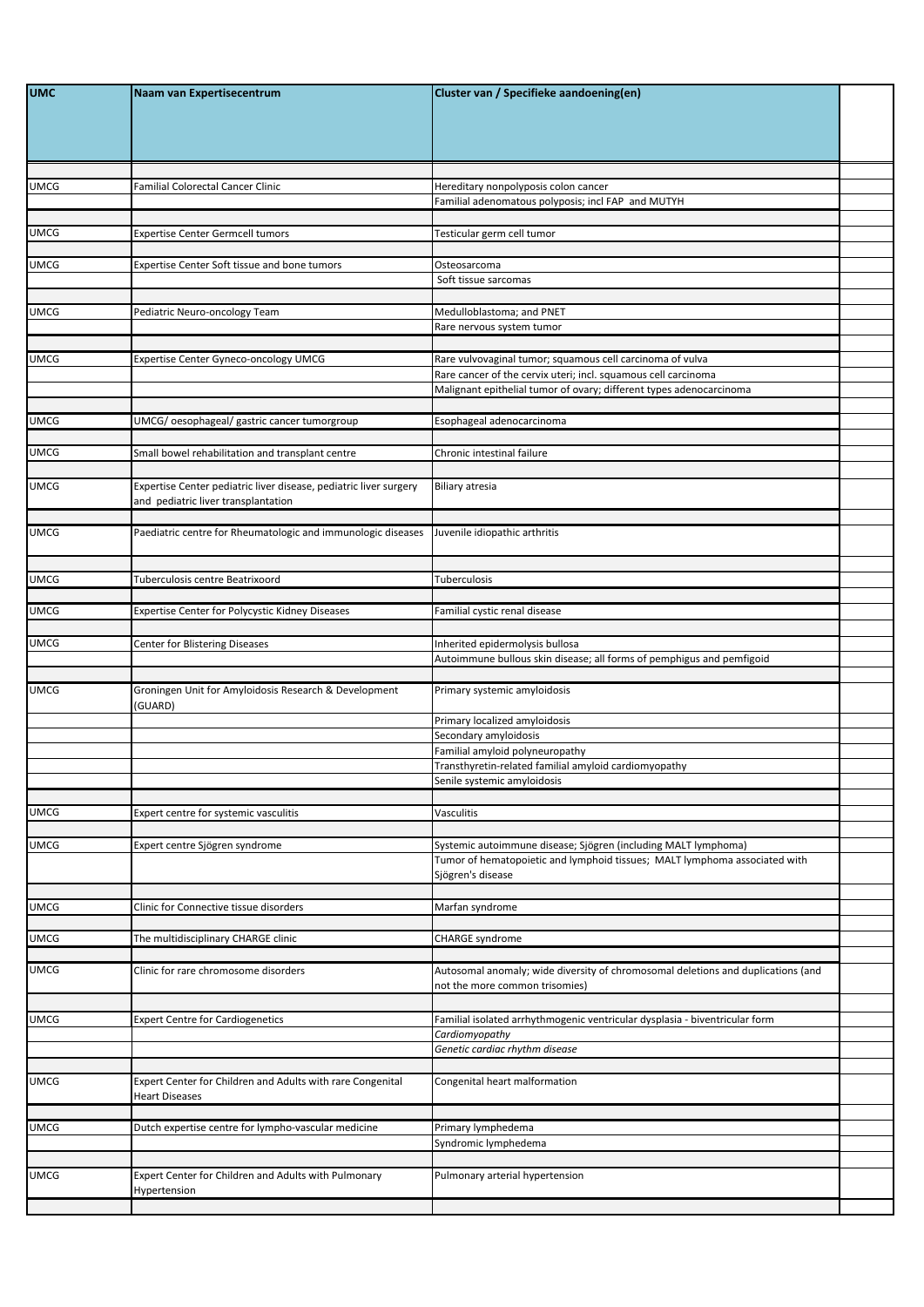| UMC | Naam van Expertisecentrum | Cluster van / Specifieke aandoening(en) | |
|---|---|---|---|
| | | | |
| UMCG | Familial Colorectal Cancer Clinic | Hereditary nonpolyposis colon cancer | |
| | | Familial adenomatous polyposis; incl FAP and MUTYH | |
| | | | |
| UMCG | Expertise Center Germcell tumors | Testicular germ cell tumor | |
| | | | |
| UMCG | Expertise Center Soft tissue and bone tumors | Osteosarcoma | |
| | | Soft tissue sarcomas | |
| | | | |
| UMCG | Pediatric Neuro-oncology Team | Medulloblastoma; and PNET | |
| | | Rare nervous system tumor | |
| | | | |
| UMCG | Expertise Center Gyneco-oncology UMCG | Rare vulvovaginal tumor; squamous cell carcinoma of vulva | |
| | | Rare cancer of the cervix uteri; incl. squamous cell carcinoma | |
| | | Malignant epithelial tumor of ovary; different types adenocarcinoma | |
| | | | |
| UMCG | UMCG/ oesophageal/ gastric cancer tumorgroup | Esophageal adenocarcinoma | |
| | | | |
| UMCG | Small bowel rehabilitation and transplant centre | Chronic intestinal failure | |
| | | | |
| UMCG | Expertise Center pediatric liver disease, pediatric liver surgery and pediatric liver transplantation | Biliary atresia | |
| | | | |
| UMCG | Paediatric centre for Rheumatologic and immunologic diseases | Juvenile idiopathic arthritis | |
| | | | |
| UMCG | Tuberculosis centre Beatrixoord | Tuberculosis | |
| | | | |
| UMCG | Expertise Center for Polycystic Kidney Diseases | Familial cystic renal disease | |
| | | | |
| UMCG | Center for Blistering Diseases | Inherited epidermolysis bullosa | |
| | | Autoimmune bullous skin disease; all forms of pemphigus and pemfigoid | |
| | | | |
| UMCG | Groningen Unit for Amyloidosis Research & Development (GUARD) | Primary systemic amyloidosis | |
| | | Primary localized amyloidosis | |
| | | Secondary amyloidosis | |
| | | Familial amyloid polyneuropathy | |
| | | Transthyretin-related familial amyloid cardiomyopathy | |
| | | Senile systemic amyloidosis | |
| | | | |
| UMCG | Expert centre for systemic vasculitis | Vasculitis | |
| | | | |
| UMCG | Expert centre Sjögren syndrome | Systemic autoimmune disease; Sjögren (including MALT lymphoma) | |
| | | Tumor of hematopoietic and lymphoid tissues; MALT lymphoma associated with Sjögren's disease | |
| | | | |
| UMCG | Clinic for Connective tissue disorders | Marfan syndrome | |
| | | | |
| UMCG | The multidisciplinary CHARGE clinic | CHARGE syndrome | |
| | | | |
| UMCG | Clinic for rare chromosome disorders | Autosomal anomaly; wide diversity of chromosomal deletions and duplications (and not the more common trisomies) | |
| | | | |
| UMCG | Expert Centre for Cardiogenetics | Familial isolated arrhythmogenic ventricular dysplasia - biventricular form | |
| | | *Cardiomyopathy* | |
| | | *Genetic cardiac rhythm disease* | |
| | | | |
| UMCG | Expert Center for Children and Adults with rare Congenital Heart Diseases | Congenital heart malformation | |
| | | | |
| UMCG | Dutch expertise centre for lympho-vascular medicine | Primary lymphedema | |
| | | Syndromic lymphedema | |
| | | | |
| UMCG | Expert Center for Children and Adults with Pulmonary Hypertension | Pulmonary arterial hypertension | |
| | | | |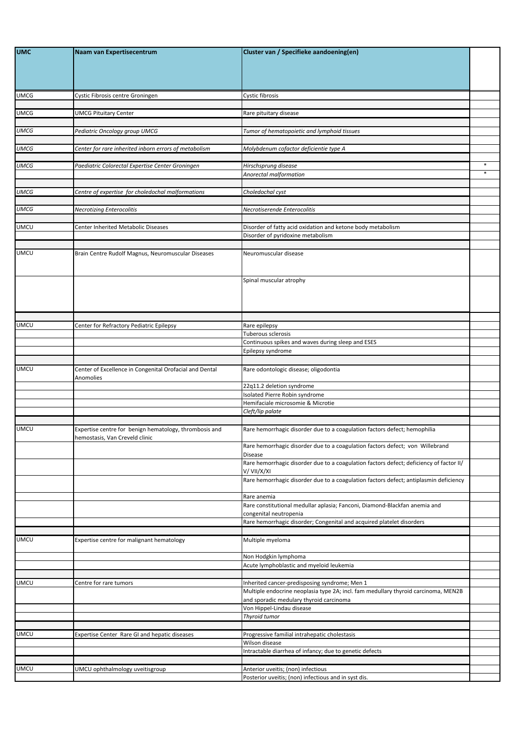| UMC | Naam van Expertisecentrum | Cluster van / Specifieke aandoening(en) | |
|---|---|---|---|
| UMCG | Cystic Fibrosis centre Groningen | Cystic fibrosis | |
| | | | |
| UMCG | UMCG Pituitary Center | Rare pituitary disease | |
| | | | |
| *UMCG* | *Pediatric Oncology group UMCG* | *Tumor of hematopoietic and lymphoid tissues* | |
| | | | |
| *UMCG* | *Center for rare inherited inborn errors of metabolism* | *Molybdenum cofactor deficientie type A* | |
| | | | |
| *UMCG* | *Paediatric Colorectal Expertise Center Groningen* | *Hirschsprung disease* | * |
| | | *Anorectal malformation* | * |
| | | | |
| *UMCG* | *Centre of expertise for choledochal malformations* | *Choledochal cyst* | |
| | | | |
| *UMCG* | *Necrotizing Enterocolitis* | *Necrotiserende Enterocolitis* | |
| | | | |
| UMCU | Center Inherited Metabolic Diseases | Disorder of fatty acid oxidation and ketone body metabolism | |
| | | Disorder of pyridoxine metabolism | |
| | | | |
| UMCU | Brain Centre Rudolf Magnus, Neuromuscular Diseases | Neuromuscular disease | |
| | | Spinal muscular atrophy | |
| | | | |
| UMCU | Center for Refractory Pediatric Epilepsy | Rare epilepsy | |
| | | Tuberous sclerosis | |
| | | Continuous spikes and waves during sleep and ESES | |
| | | Epilepsy syndrome | |
| | | | |
| UMCU | Center of Excellence in Congenital Orofacial and Dental Anomolies | Rare odontologic disease; oligodontia | |
| | | 22q11.2 deletion syndrome | |
| | | Isolated Pierre Robin syndrome | |
| | | Hemifaciale microsomie & Microtie | |
| | | *Cleft/lip palate* | |
| | | | |
| UMCU | Expertise centre for benign hematology, thrombosis and hemostasis, Van Creveld clinic | Rare hemorrhagic disorder due to a coagulation factors defect; hemophilia | |
| | | Rare hemorrhagic disorder due to a coagulation factors defect; von Willebrand Disease | |
| | | Rare hemorrhagic disorder due to a coagulation factors defect; deficiency of factor II/ V/ VII/X/XI | |
| | | Rare hemorrhagic disorder due to a coagulation factors defect; antiplasmin deficiency | |
| | | Rare anemia | |
| | | Rare constitutional medullar aplasia; Fanconi, Diamond-Blackfan anemia and congenital neutropenia | |
| | | Rare hemorrhagic disorder; Congenital and acquired platelet disorders | |
| | | | |
| UMCU | Expertise centre for malignant hematology | Multiple myeloma | |
| | | Non Hodgkin lymphoma | |
| | | Acute lymphoblastic and myeloid leukemia | |
| | | | |
| UMCU | Centre for rare tumors | Inherited cancer-predisposing syndrome; Men 1 | |
| | | Multiple endocrine neoplasia type 2A; incl. fam medullary thyroid carcinoma, MEN2B and sporadic medulary thyroid carcinoma | |
| | | Von Hippel-Lindau disease | |
| | | *Thyroid tumor* | |
| | | | |
| UMCU | Expertise Center Rare GI and hepatic diseases | Progressive familial intrahepatic cholestasis | |
| | | Wilson disease | |
| | | Intractable diarrhea of infancy; due to genetic defects | |
| | | | |
| UMCU | UMCU ophthalmology uveitisgroup | Anterior uveitis; (non) infectious | |
| | | Posterior uveitis; (non) infectious and in syst dis. | |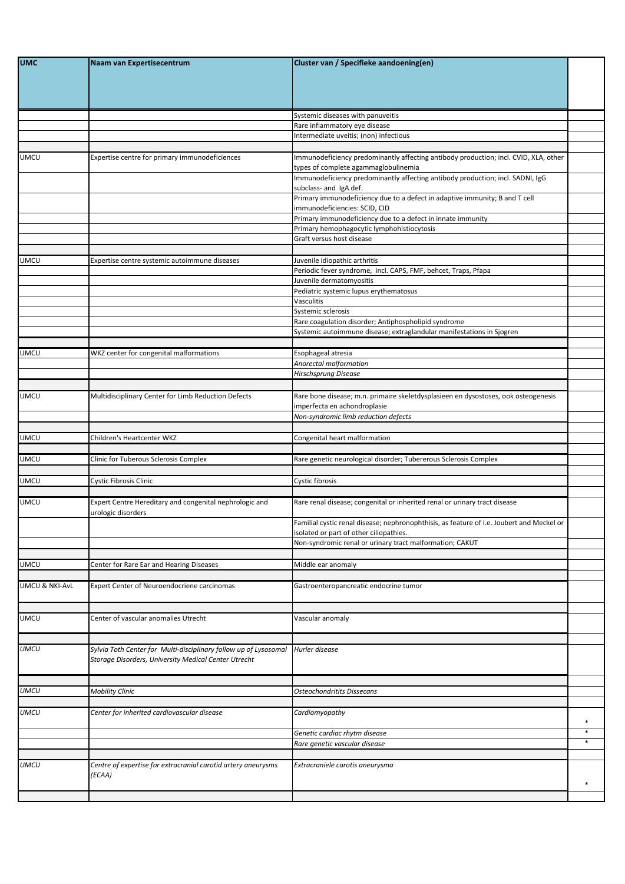| UMC | Naam van Expertisecentrum | Cluster van / Specifieke aandoening(en) | |
|---|---|---|---|
| | | Systemic diseases with panuveitis | |
| | | Rare inflammatory eye disease | |
| | | Intermediate uveitis; (non) infectious | |
| | | | |
| UMCU | Expertise centre for primary immunodeficiences | Immunodeficiency predominantly affecting antibody production; incl. CVID, XLA, other types of complete agammaglobulinemia | |
| | | Immunodeficiency predominantly affecting antibody production; incl. SADNI, IgG subclass- and IgA def. | |
| | | Primary immunodeficiency due to a defect in adaptive immunity; B and T cell immunodeficiencies: SCID, CID | |
| | | Primary immunodeficiency due to a defect in innate immunity | |
| | | Primary hemophagocytic lymphohistiocytosis | |
| | | Graft versus host disease | |
| | | | |
| UMCU | Expertise centre systemic autoimmune diseases | Juvenile idiopathic arthritis | |
| | | Periodic fever syndrome, incl. CAPS, FMF, behcet, Traps, Pfapa | |
| | | Juvenile dermatomyositis | |
| | | Pediatric systemic lupus erythematosus | |
| | | Vasculitis | |
| | | Systemic sclerosis | |
| | | Rare coagulation disorder; Antiphospholipid syndrome | |
| | | Systemic autoimmune disease; extraglandular manifestations in Sjogren | |
| | | | |
| UMCU | WKZ center for congenital malformations | Esophageal atresia | |
| | | *Anorectal malformation* | |
| | | *Hirschsprung Disease* | |
| | | | |
| UMCU | Multidisciplinary Center for Limb Reduction Defects | Rare bone disease; m.n. primaire skeletdysplasieen en dysostoses, ook osteogenesis imperfecta en achondroplasie | |
| | | *Non-syndromic limb reduction defects* | |
| | | | |
| UMCU | Children's Heartcenter WKZ | Congenital heart malformation | |
| | | | |
| UMCU | Clinic for Tuberous Sclerosis Complex | Rare genetic neurological disorder; Tubererous Sclerosis Complex | |
| | | | |
| UMCU | Cystic Fibrosis Clinic | Cystic fibrosis | |
| | | | |
| UMCU | Expert Centre Hereditary and congenital nephrologic and urologic disorders | Rare renal disease; congenital or inherited renal or urinary tract disease | |
| | | Familial cystic renal disease; nephronophthisis, as feature of i.e. Joubert and Meckel or isolated or part of other ciliopathies. | |
| | | Non-syndromic renal or urinary tract malformation; CAKUT | |
| | | | |
| UMCU | Center for Rare Ear and Hearing Diseases | Middle ear anomaly | |
| | | | |
| UMCU & NKI-AvL | Expert Center of Neuroendocriene carcinomas | Gastroenteropancreatic endocrine tumor | |
| | | | |
| UMCU | Center of vascular anomalies Utrecht | Vascular anomaly | |
| | | | |
| *UMCU* | *Sylvia Toth Center for Multi-disciplinary follow up of Lysosomal Storage Disorders, University Medical Center Utrecht* | *Hurler disease* | |
| | | | |
| *UMCU* | *Mobility Clinic* | *Osteochondritits Dissecans* | |
| | | | |
| *UMCU* | *Center for inherited cardiovascular disease* | *Cardiomyopathy* | * |
| | | *Genetic cardiac rhytm disease* | * |
| | | *Rare genetic vascular disease* | * |
| | | | |
| *UMCU* | *Centre of expertise for extracranial carotid artery aneurysms (ECAA)* | *Extracraniele carotis aneurysma* | * |
| | | | |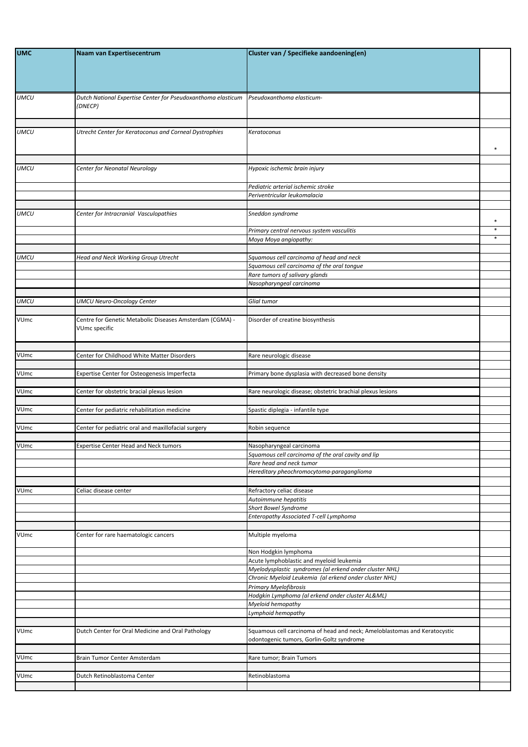| UMC | Naam van Expertisecentrum | Cluster van / Specifieke aandoening(en) | |
|---|---|---|---|
| *UMCU* | *Dutch National Expertise Center for Pseudoxanthoma elasticum (DNECP)* | *Pseudoxanthoma elasticum-* | |
| | | | |
| *UMCU* | *Utrecht Center for Keratoconus and Corneal Dystrophies* | *Keratoconus* | * |
| | | | |
| *UMCU* | *Center for Neonatal Neurology* | *Hypoxic ischemic brain injury* | |
| | | *Pediatric arterial ischemic stroke* | |
| | | *Periventricular leukomalacia* | |
| | | | |
| *UMCU* | *Center for Intracranial Vasculopathies* | *Sneddon syndrome* | * |
| | | *Primary central nervous system vasculitis* | * |
| | | *Moya Moya angiopathy:* | * |
| | | | |
| *UMCU* | *Head and Neck Working Group Utrecht* | *Squamous cell carcinoma of head and neck* | |
| | | *Squamous cell carcinoma of the oral tongue* | |
| | | *Rare tumors of salivary glands* | |
| | | *Nasopharyngeal carcinoma* | |
| | | | |
| *UMCU* | *UMCU Neuro-Oncology Center* | *Glial tumor* | |
| | | | |
| VUmc | Centre for Genetic Metabolic Diseases Amsterdam (CGMA) - VUmc specific | Disorder of creatine biosynthesis | |
| | | | |
| VUmc | Center for Childhood White Matter Disorders | Rare neurologic disease | |
| | | | |
| VUmc | Expertise Center for Osteogenesis Imperfecta | Primary bone dysplasia with decreased bone density | |
| | | | |
| VUmc | Center for obstetric bracial plexus lesion | Rare neurologic disease; obstetric brachial plexus lesions | |
| | | | |
| VUmc | Center for pediatric rehabilitation medicine | Spastic diplegia - infantile type | |
| | | | |
| VUmc | Center for pediatric oral and maxillofacial surgery | Robin sequence | |
| | | | |
| VUmc | Expertise Center Head and Neck tumors | Nasopharyngeal carcinoma | |
| | | *Squamous cell carcinoma of the oral cavity and lip* | |
| | | *Rare head and neck tumor* | |
| | | *Hereditary pheochromocytoma-paraganglioma* | |
| | | | |
| VUmc | Celiac disease center | Refractory celiac disease | |
| | | *Autoimmune hepatitis* | |
| | | *Short Bowel Syndrome* | |
| | | *Enteropathy Associated T-cell Lymphoma* | |
| | | | |
| VUmc | Center for rare haematologic cancers | Multiple myeloma | |
| | | Non Hodgkin lymphoma | |
| | | Acute lymphoblastic and myeloid leukemia | |
| | | *Myelodysplastic syndromes (al erkend onder cluster NHL)* | |
| | | *Chronic Myeloid Leukemia (al erkend onder cluster NHL)* | |
| | | *Primary Myelofibrosis* | |
| | | *Hodgkin Lymphoma (al erkend onder cluster AL&ML)* | |
| | | *Myeloid hemopathy* | |
| | | *Lymphoid hemopathy* | |
| | | | |
| VUmc | Dutch Center for Oral Medicine and Oral Pathology | Squamous cell carcinoma of head and neck; Ameloblastomas and Keratocystic odontogenic tumors, Gorlin-Goltz syndrome | |
| | | | |
| VUmc | Brain Tumor Center Amsterdam | Rare tumor; Brain Tumors | |
| | | | |
| VUmc | Dutch Retinoblastoma Center | Retinoblastoma | |
| | | | |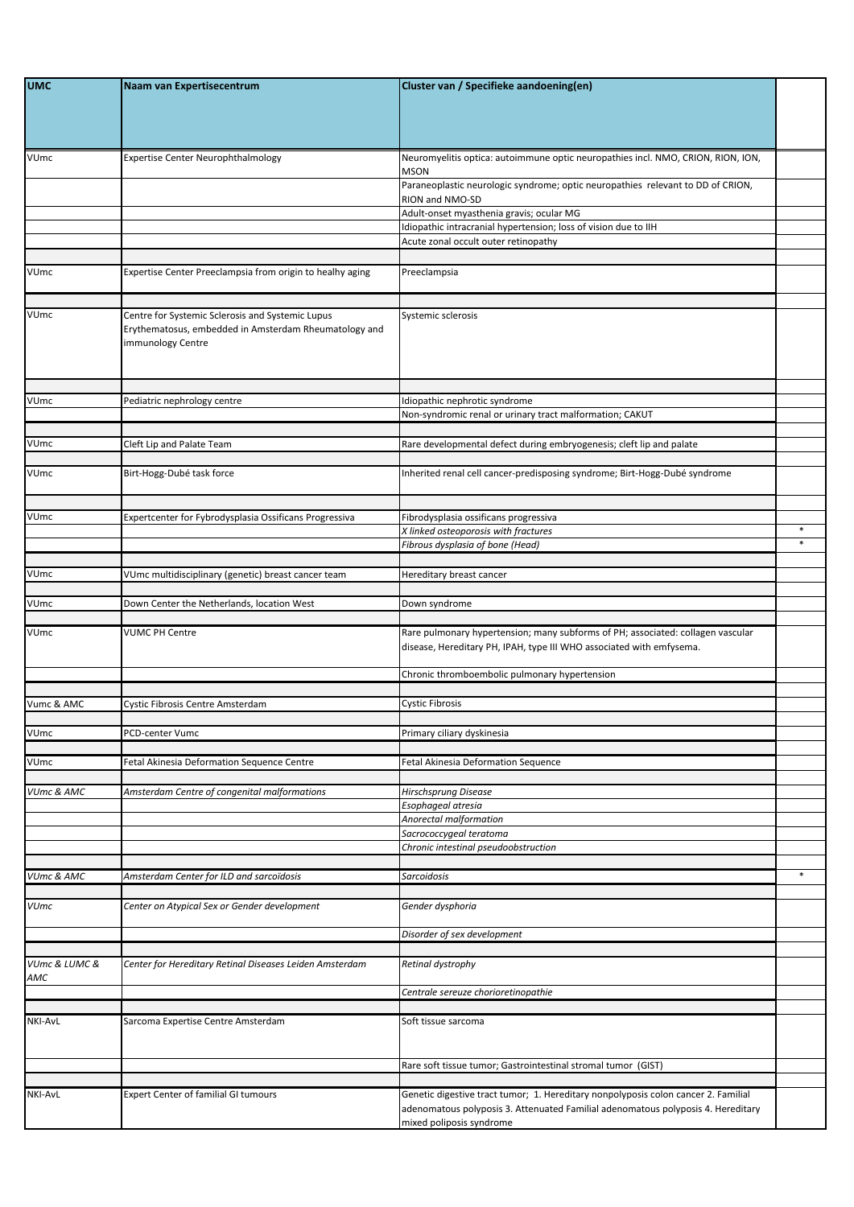| UMC | Naam van Expertisecentrum | Cluster van / Specifieke aandoening(en) | |
|---|---|---|---|
| VUmc | Expertise Center Neurophthalmology | Neuromyelitis optica: autoimmune optic neuropathies incl. NMO, CRION, RION, ION, MSON | |
| | | Paraneoplastic neurologic syndrome; optic neuropathies relevant to DD of CRION, RION and NMO-SD | |
| | | Adult-onset myasthenia gravis; ocular MG | |
| | | Idiopathic intracranial hypertension; loss of vision due to IIH | |
| | | Acute zonal occult outer retinopathy | |
| | | | |
| VUmc | Expertise Center Preeclampsia from origin to healhy aging | Preeclampsia | |
| | | | |
| VUmc | Centre for Systemic Sclerosis and Systemic Lupus Erythematosus, embedded in Amsterdam Rheumatology and immunology Centre | Systemic sclerosis | |
| | | | |
| VUmc | Pediatric nephrology centre | Idiopathic nephrotic syndrome | |
| | | Non-syndromic renal or urinary tract malformation; CAKUT | |
| | | | |
| VUmc | Cleft Lip and Palate Team | Rare developmental defect during embryogenesis; cleft lip and palate | |
| | | | |
| VUmc | Birt-Hogg-Dubé task force | Inherited renal cell cancer-predisposing syndrome; Birt-Hogg-Dubé syndrome | |
| | | | |
| VUmc | Expertcenter for Fybrodysplasia Ossificans Progressiva | Fibrodysplasia ossificans progressiva | |
| | | *X linked osteoporosis with fractures* | * |
| | | *Fibrous dysplasia of bone (Head)* | * |
| | | | |
| VUmc | VUmc multidisciplinary (genetic) breast cancer team | Hereditary breast cancer | |
| | | | |
| VUmc | Down Center the Netherlands, location West | Down syndrome | |
| | | | |
| VUmc | VUMC PH Centre | Rare pulmonary hypertension; many subforms of PH; associated: collagen vascular disease, Hereditary PH, IPAH, type III WHO associated with emfysema. | |
| | | Chronic thromboembolic pulmonary hypertension | |
| | | | |
| Vumc & AMC | Cystic Fibrosis Centre Amsterdam | Cystic Fibrosis | |
| | | | |
| VUmc | PCD-center Vumc | Primary ciliary dyskinesia | |
| | | | |
| VUmc | Fetal Akinesia Deformation Sequence Centre | Fetal Akinesia Deformation Sequence | |
| | | | |
| *VUmc & AMC* | *Amsterdam Centre of congenital malformations* | *Hirschsprung Disease* | |
| | | *Esophageal atresia* | |
| | | *Anorectal malformation* | |
| | | *Sacrococcygeal teratoma* | |
| | | *Chronic intestinal pseudoobstruction* | |
| | | | |
| *VUmc & AMC* | *Amsterdam Center for ILD and sarcoidosis* | *Sarcoidosis* | * |
| | | | |
| *VUmc* | *Center on Atypical Sex or Gender development* | *Gender dysphoria* | |
| | | *Disorder of sex development* | |
| | | | |
| *VUmc & LUMC & AMC* | *Center for Hereditary Retinal Diseases Leiden Amsterdam* | *Retinal dystrophy* | |
| | | *Centrale sereuze chorioretinopathie* | |
| | | | |
| NKI-AvL | Sarcoma Expertise Centre Amsterdam | Soft tissue sarcoma | |
| | | Rare soft tissue tumor; Gastrointestinal stromal tumor (GIST) | |
| | | | |
| NKI-AvL | Expert Center of familial GI tumours | Genetic digestive tract tumor; 1. Hereditary nonpolyposis colon cancer 2. Familial adenomatous polyposis 3. Attenuated Familial adenomatous polyposis 4. Hereditary mixed poliposis syndrome | |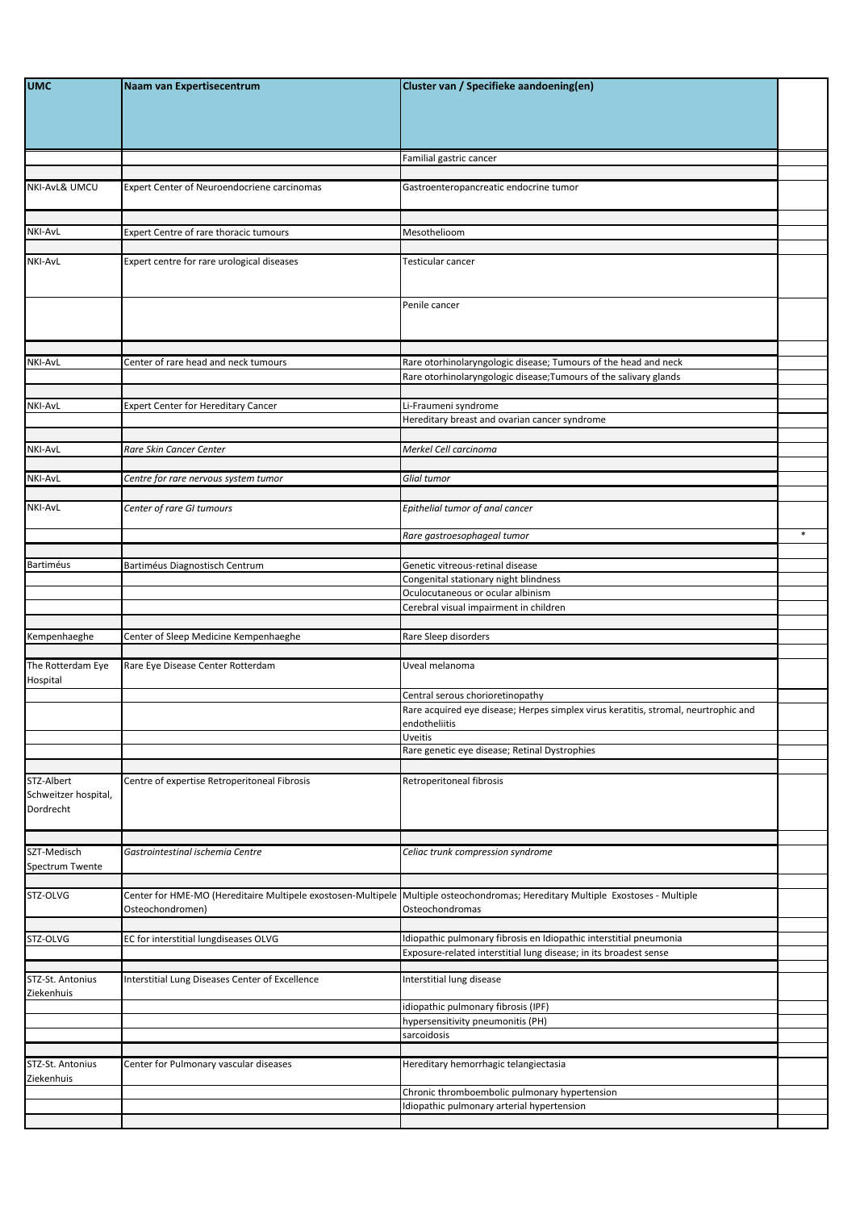| UMC | Naam van Expertisecentrum | Cluster van / Specifieke aandoening(en) | |
|---|---|---|---|
| | | Familial gastric cancer | |
| | | | |
| NKI-AvL& UMCU | Expert Center of Neuroendocriene carcinomas | Gastroenteropancreatic endocrine tumor | |
| | | | |
| NKI-AvL | Expert Centre of rare thoracic tumours | Mesothelioom | |
| | | | |
| NKI-AvL | Expert centre for rare urological diseases | Testicular cancer | |
| | | Penile cancer | |
| | | | |
| NKI-AvL | Center of rare head and neck tumours | Rare otorhinolaryngologic disease; Tumours of the head and neck | |
| | | Rare otorhinolaryngologic disease;Tumours of the salivary glands | |
| | | | |
| NKI-AvL | Expert Center for Hereditary Cancer | Li-Fraumeni syndrome | |
| | | Hereditary breast and ovarian cancer syndrome | |
| | | | |
| NKI-AvL | *Rare Skin Cancer Center* | *Merkel Cell carcinoma* | |
| | | | |
| NKI-AvL | *Centre for rare nervous system tumor* | *Glial tumor* | |
| | | | |
| NKI-AvL | *Center of rare GI tumours* | *Epithelial tumor of anal cancer* | |
| | | *Rare gastroesophageal tumor* | * |
| | | | |
| Bartiméus | Bartiméus Diagnostisch Centrum | Genetic vitreous-retinal disease | |
| | | Congenital stationary night blindness | |
| | | Oculocutaneous or ocular albinism | |
| | | Cerebral visual impairment in children | |
| | | | |
| Kempenhaeghe | Center of Sleep Medicine Kempenhaeghe | Rare Sleep disorders | |
| | | | |
| The Rotterdam Eye Hospital | Rare Eye Disease Center Rotterdam | Uveal melanoma | |
| | | Central serous chorioretinopathy | |
| | | Rare acquired eye disease; Herpes simplex virus keratitis, stromal, neurtrophic and endotheliitis | |
| | | Uveitis | |
| | | Rare genetic eye disease; Retinal Dystrophies | |
| | | | |
| STZ-Albert Schweitzer hospital, Dordrecht | Centre of expertise Retroperitoneal Fibrosis | Retroperitoneal fibrosis | |
| | | | |
| SZT-Medisch Spectrum Twente | *Gastrointestinal ischemia Centre* | *Celiac trunk compression syndrome* | |
| | | | |
| STZ-OLVG | Center for HME-MO (Hereditaire Multipele exostosen-Multipele Osteochondromen) | Multiple osteochondromas; Hereditary Multiple Exostoses - Multiple Osteochondromas | |
| | | | |
| STZ-OLVG | EC for interstitial lungdiseases OLVG | Idiopathic pulmonary fibrosis en Idiopathic interstitial pneumonia | |
| | | Exposure-related interstitial lung disease; in its broadest sense | |
| | | | |
| STZ-St. Antonius Ziekenhuis | Interstitial Lung Diseases Center of Excellence | Interstitial lung disease | |
| | | idiopathic pulmonary fibrosis (IPF) | |
| | | hypersensitivity pneumonitis (PH) | |
| | | sarcoidosis | |
| | | | |
| STZ-St. Antonius Ziekenhuis | Center for Pulmonary vascular diseases | Hereditary hemorrhagic telangiectasia | |
| | | Chronic thromboembolic pulmonary hypertension | |
| | | Idiopathic pulmonary arterial hypertension | |
| | | | |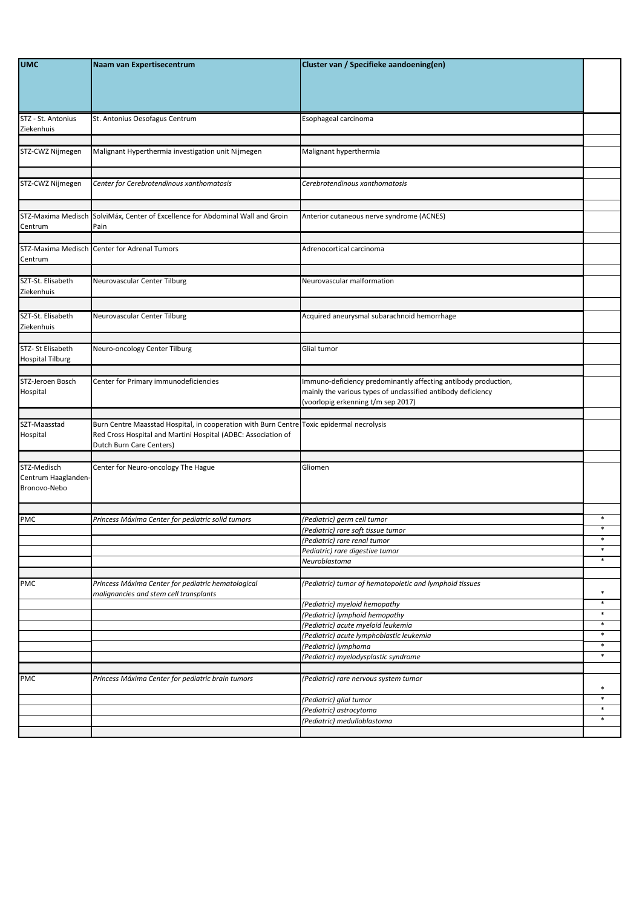| UMC | Naam van Expertisecentrum | Cluster van / Specifieke aandoening(en) | |
|---|---|---|---|
| STZ - St. Antonius Ziekenhuis | St. Antonius Oesofagus Centrum | Esophageal carcinoma | |
| | | | |
| STZ-CWZ Nijmegen | Malignant Hyperthermia investigation unit Nijmegen | Malignant hyperthermia | |
| | | | |
| STZ-CWZ Nijmegen | *Center for Cerebrotendinous xanthomatosis* | *Cerebrotendinous xanthomatosis* | |
| | | | |
| STZ-Maxima Medisch Centrum | SolviMáx, Center of Excellence for Abdominal Wall and Groin Pain | Anterior cutaneous nerve syndrome (ACNES) | |
| | | | |
| STZ-Maxima Medisch Centrum | Center for Adrenal Tumors | Adrenocortical carcinoma | |
| | | | |
| SZT-St. Elisabeth Ziekenhuis | Neurovascular Center Tilburg | Neurovascular malformation | |
| | | | |
| SZT-St. Elisabeth Ziekenhuis | Neurovascular Center Tilburg | Acquired aneurysmal subarachnoid hemorrhage | |
| | | | |
| STZ- St Elisabeth Hospital Tilburg | Neuro-oncology Center Tilburg | Glial tumor | |
| | | | |
| STZ-Jeroen Bosch Hospital | Center for Primary immunodeficiencies | Immuno-deficiency predominantly affecting antibody production, mainly the various types of unclassified antibody deficiency (voorlopig erkenning t/m sep 2017) | |
| | | | |
| SZT-Maasstad Hospital | Burn Centre Maasstad Hospital, in cooperation with Burn Centre Red Cross Hospital and Martini Hospital (ADBC: Association of Dutch Burn Care Centers) | Toxic epidermal necrolysis | |
| | | | |
| STZ-Medisch Centrum Haaglanden-Bronovo-Nebo | Center for Neuro-oncology The Hague | Gliomen | |
| | | | |
| PMC | *Princess Máxima Center for pediatric solid tumors* | *(Pediatric) germ cell tumor* | * |
| | | *(Pediatric) rare soft tissue tumor* | * |
| | | *(Pediatric) rare renal tumor* | * |
| | | *Pediatric) rare digestive tumor* | * |
| | | *Neuroblastoma* | * |
| | | | |
| PMC | *Princess Máxima Center for pediatric hematological malignancies and stem cell transplants* | *(Pediatric) tumor of hematopoietic and lymphoid tissues* | * |
| | | *(Pediatric) myeloid hemopathy* | * |
| | | *(Pediatric) lymphoid hemopathy* | * |
| | | *(Pediatric) acute myeloid leukemia* | * |
| | | *(Pediatric) acute lymphoblastic leukemia* | * |
| | | *(Pediatric) lymphoma* | * |
| | | *(Pediatric) myelodysplastic syndrome* | * |
| | | | |
| PMC | *Princess Máxima Center for pediatric brain tumors* | *(Pediatric) rare nervous system tumor* | * |
| | | *(Pediatric) glial tumor* | * |
| | | *(Pediatric) astrocytoma* | * |
| | | *(Pediatric) medulloblastoma* | * |
| | | | |